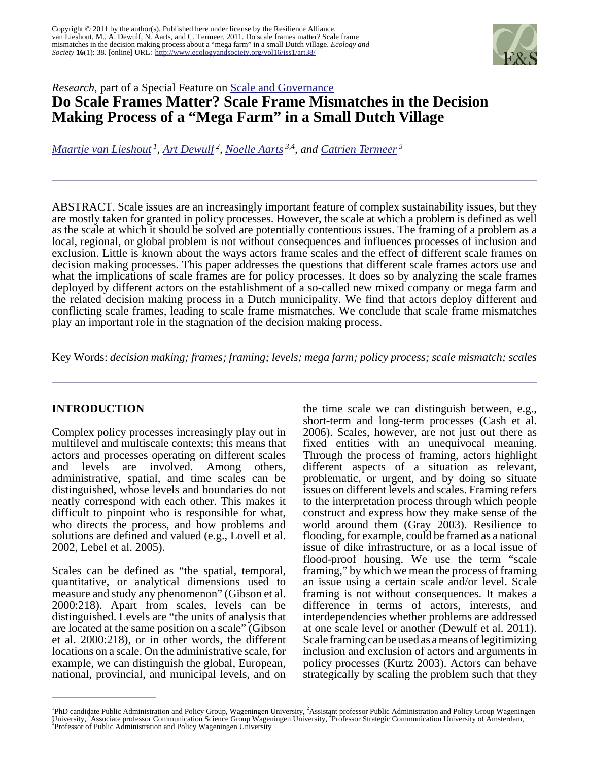Copyright © 2011 by the author(s). Published here under license by the Resilience Alliance.
van Lieshout, M., A. Dewulf, N. Aarts, and C. Termeer. 2011. Do scale frames matter? Scale frame mismatches in the decision making process about a "mega farm" in a small Dutch village. *Ecology and Society* **16**(1): 38. [online] URL: http://www.ecologyandsociety.org/vol16/iss1/art38/

*Research*, part of a Special Feature on Scale and Governance

# Do Scale Frames Matter? Scale Frame Mismatches in the Decision Making Process of a "Mega Farm" in a Small Dutch Village

*Maartje van Lieshout [1], Art Dewulf [2], Noelle Aarts [3,4], and Catrien Termeer [5]*

ABSTRACT. Scale issues are an increasingly important feature of complex sustainability issues, but they are mostly taken for granted in policy processes. However, the scale at which a problem is defined as well as the scale at which it should be solved are potentially contentious issues. The framing of a problem as a local, regional, or global problem is not without consequences and influences processes of inclusion and exclusion. Little is known about the ways actors frame scales and the effect of different scale frames on decision making processes. This paper addresses the questions that different scale frames actors use and what the implications of scale frames are for policy processes. It does so by analyzing the scale frames deployed by different actors on the establishment of a so-called new mixed company or mega farm and the related decision making process in a Dutch municipality. We find that actors deploy different and conflicting scale frames, leading to scale frame mismatches. We conclude that scale frame mismatches play an important role in the stagnation of the decision making process.

Key Words: *decision making; frames; framing; levels; mega farm; policy process; scale mismatch; scales*

## INTRODUCTION

Complex policy processes increasingly play out in multilevel and multiscale contexts; this means that actors and processes operating on different scales and levels are involved. Among others, administrative, spatial, and time scales can be distinguished, whose levels and boundaries do not neatly correspond with each other. This makes it difficult to pinpoint who is responsible for what, who directs the process, and how problems and solutions are defined and valued (e.g., Lovell et al. 2002, Lebel et al. 2005).

Scales can be defined as "the spatial, temporal, quantitative, or analytical dimensions used to measure and study any phenomenon" (Gibson et al. 2000:218). Apart from scales, levels can be distinguished. Levels are "the units of analysis that are located at the same position on a scale" (Gibson et al. 2000:218), or in other words, the different locations on a scale. On the administrative scale, for example, we can distinguish the global, European, national, provincial, and municipal levels, and on the time scale we can distinguish between, e.g., short-term and long-term processes (Cash et al. 2006). Scales, however, are not just out there as fixed entities with an unequivocal meaning. Through the process of framing, actors highlight different aspects of a situation as relevant, problematic, or urgent, and by doing so situate issues on different levels and scales. Framing refers to the interpretation process through which people construct and express how they make sense of the world around them (Gray 2003). Resilience to flooding, for example, could be framed as a national issue of dike infrastructure, or as a local issue of flood-proof housing. We use the term "scale framing," by which we mean the process of framing an issue using a certain scale and/or level. Scale framing is not without consequences. It makes a difference in terms of actors, interests, and interdependencies whether problems are addressed at one scale level or another (Dewulf et al. 2011). Scale framing can be used as a means of legitimizing inclusion and exclusion of actors and arguments in policy processes (Kurtz 2003). Actors can behave strategically by scaling the problem such that they

---

[1] PhD candidate Public Administration and Policy Group, Wageningen University, [2] Assistant professor Public Administration and Policy Group Wageningen University, [3] Associate professor Communication Science Group Wageningen University, [4] Professor Strategic Communication University of Amsterdam, [5] Professor of Public Administration and Policy Wageningen University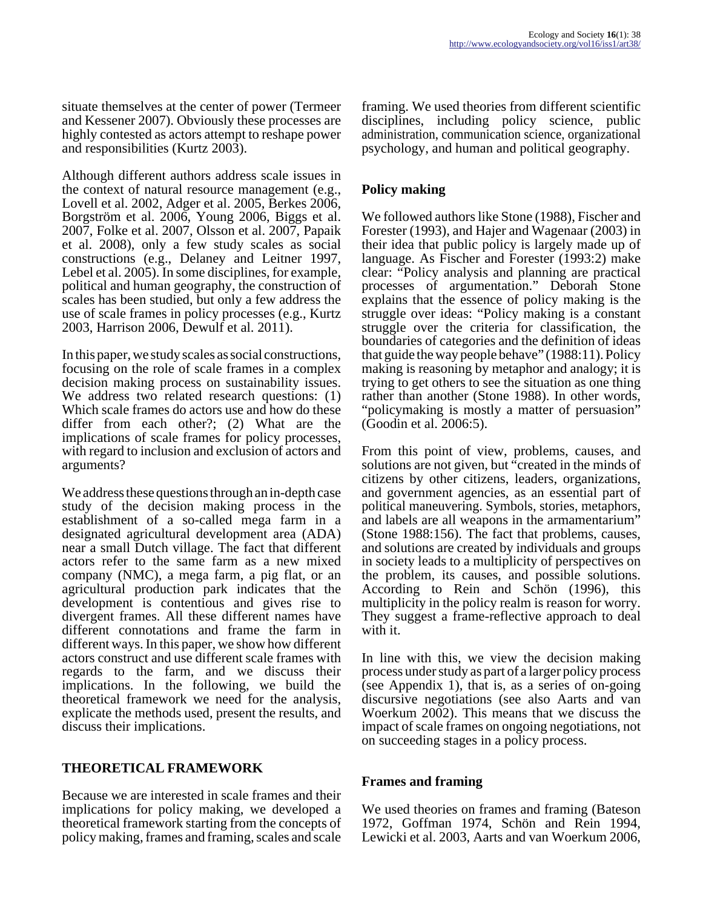situate themselves at the center of power (Termeer and Kessener 2007). Obviously these processes are highly contested as actors attempt to reshape power and responsibilities (Kurtz 2003).

Although different authors address scale issues in the context of natural resource management (e.g., Lovell et al. 2002, Adger et al. 2005, Berkes 2006, Borgström et al. 2006, Young 2006, Biggs et al. 2007, Folke et al. 2007, Olsson et al. 2007, Papaik et al. 2008), only a few study scales as social constructions (e.g., Delaney and Leitner 1997, Lebel et al. 2005). In some disciplines, for example, political and human geography, the construction of scales has been studied, but only a few address the use of scale frames in policy processes (e.g., Kurtz 2003, Harrison 2006, Dewulf et al. 2011).

In this paper, we study scales as social constructions, focusing on the role of scale frames in a complex decision making process on sustainability issues. We address two related research questions: (1) Which scale frames do actors use and how do these differ from each other?; (2) What are the implications of scale frames for policy processes, with regard to inclusion and exclusion of actors and arguments?

We address these questions through an in-depth case study of the decision making process in the establishment of a so-called mega farm in a designated agricultural development area (ADA) near a small Dutch village. The fact that different actors refer to the same farm as a new mixed company (NMC), a mega farm, a pig flat, or an agricultural production park indicates that the development is contentious and gives rise to divergent frames. All these different names have different connotations and frame the farm in different ways. In this paper, we show how different actors construct and use different scale frames with regards to the farm, and we discuss their implications. In the following, we build the theoretical framework we need for the analysis, explicate the methods used, present the results, and discuss their implications.

## THEORETICAL FRAMEWORK

Because we are interested in scale frames and their implications for policy making, we developed a theoretical framework starting from the concepts of policy making, frames and framing, scales and scale framing. We used theories from different scientific disciplines, including policy science, public administration, communication science, organizational psychology, and human and political geography.

### Policy making

We followed authors like Stone (1988), Fischer and Forester (1993), and Hajer and Wagenaar (2003) in their idea that public policy is largely made up of language. As Fischer and Forester (1993:2) make clear: "Policy analysis and planning are practical processes of argumentation." Deborah Stone explains that the essence of policy making is the struggle over ideas: "Policy making is a constant struggle over the criteria for classification, the boundaries of categories and the definition of ideas that guide the way people behave" (1988:11). Policy making is reasoning by metaphor and analogy; it is trying to get others to see the situation as one thing rather than another (Stone 1988). In other words, "policymaking is mostly a matter of persuasion" (Goodin et al. 2006:5).

From this point of view, problems, causes, and solutions are not given, but "created in the minds of citizens by other citizens, leaders, organizations, and government agencies, as an essential part of political maneuvering. Symbols, stories, metaphors, and labels are all weapons in the armamentarium" (Stone 1988:156). The fact that problems, causes, and solutions are created by individuals and groups in society leads to a multiplicity of perspectives on the problem, its causes, and possible solutions. According to Rein and Schön (1996), this multiplicity in the policy realm is reason for worry. They suggest a frame-reflective approach to deal with it.

In line with this, we view the decision making process under study as part of a larger policy process (see Appendix 1), that is, as a series of on-going discursive negotiations (see also Aarts and van Woerkum 2002). This means that we discuss the impact of scale frames on ongoing negotiations, not on succeeding stages in a policy process.

### Frames and framing

We used theories on frames and framing (Bateson 1972, Goffman 1974, Schön and Rein 1994, Lewicki et al. 2003, Aarts and van Woerkum 2006,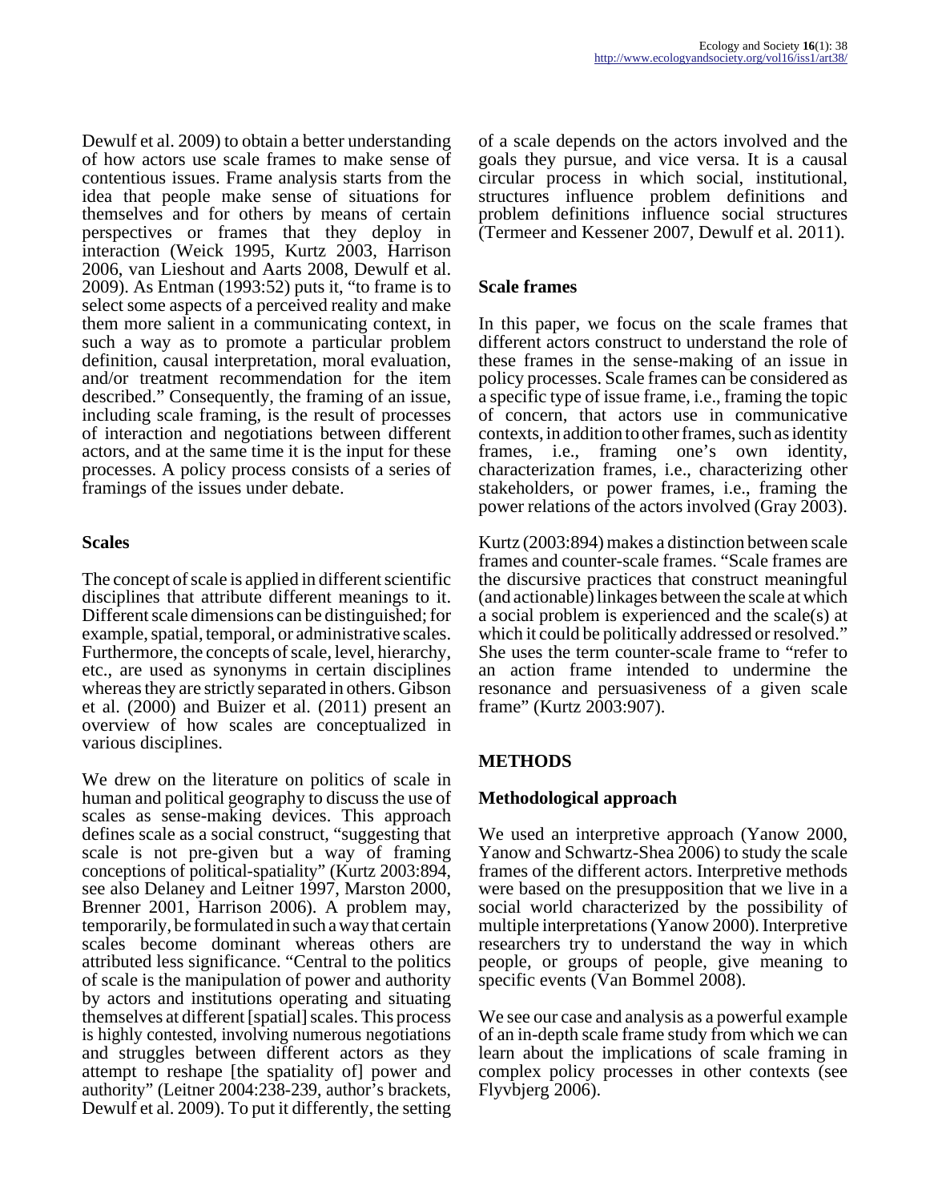Dewulf et al. 2009) to obtain a better understanding of how actors use scale frames to make sense of contentious issues. Frame analysis starts from the idea that people make sense of situations for themselves and for others by means of certain perspectives or frames that they deploy in interaction (Weick 1995, Kurtz 2003, Harrison 2006, van Lieshout and Aarts 2008, Dewulf et al. 2009). As Entman (1993:52) puts it, "to frame is to select some aspects of a perceived reality and make them more salient in a communicating context, in such a way as to promote a particular problem definition, causal interpretation, moral evaluation, and/or treatment recommendation for the item described." Consequently, the framing of an issue, including scale framing, is the result of processes of interaction and negotiations between different actors, and at the same time it is the input for these processes. A policy process consists of a series of framings of the issues under debate.

### Scales

The concept of scale is applied in different scientific disciplines that attribute different meanings to it. Different scale dimensions can be distinguished; for example, spatial, temporal, or administrative scales. Furthermore, the concepts of scale, level, hierarchy, etc., are used as synonyms in certain disciplines whereas they are strictly separated in others. Gibson et al. (2000) and Buizer et al. (2011) present an overview of how scales are conceptualized in various disciplines.

We drew on the literature on politics of scale in human and political geography to discuss the use of scales as sense-making devices. This approach defines scale as a social construct, "suggesting that scale is not pre-given but a way of framing conceptions of political-spatiality" (Kurtz 2003:894, see also Delaney and Leitner 1997, Marston 2000, Brenner 2001, Harrison 2006). A problem may, temporarily, be formulated in such a way that certain scales become dominant whereas others are attributed less significance. "Central to the politics of scale is the manipulation of power and authority by actors and institutions operating and situating themselves at different [spatial] scales. This process is highly contested, involving numerous negotiations and struggles between different actors as they attempt to reshape [the spatiality of] power and authority" (Leitner 2004:238-239, author's brackets, Dewulf et al. 2009). To put it differently, the setting of a scale depends on the actors involved and the goals they pursue, and vice versa. It is a causal circular process in which social, institutional, structures influence problem definitions and problem definitions influence social structures (Termeer and Kessener 2007, Dewulf et al. 2011).

### Scale frames

In this paper, we focus on the scale frames that different actors construct to understand the role of these frames in the sense-making of an issue in policy processes. Scale frames can be considered as a specific type of issue frame, i.e., framing the topic of concern, that actors use in communicative contexts, in addition to other frames, such as identity frames, i.e., framing one's own identity, characterization frames, i.e., characterizing other stakeholders, or power frames, i.e., framing the power relations of the actors involved (Gray 2003).

Kurtz (2003:894) makes a distinction between scale frames and counter-scale frames. "Scale frames are the discursive practices that construct meaningful (and actionable) linkages between the scale at which a social problem is experienced and the scale(s) at which it could be politically addressed or resolved." She uses the term counter-scale frame to "refer to an action frame intended to undermine the resonance and persuasiveness of a given scale frame" (Kurtz 2003:907).

## METHODS

### Methodological approach

We used an interpretive approach (Yanow 2000, Yanow and Schwartz-Shea 2006) to study the scale frames of the different actors. Interpretive methods were based on the presupposition that we live in a social world characterized by the possibility of multiple interpretations (Yanow 2000). Interpretive researchers try to understand the way in which people, or groups of people, give meaning to specific events (Van Bommel 2008).

We see our case and analysis as a powerful example of an in-depth scale frame study from which we can learn about the implications of scale framing in complex policy processes in other contexts (see Flyvbjerg 2006).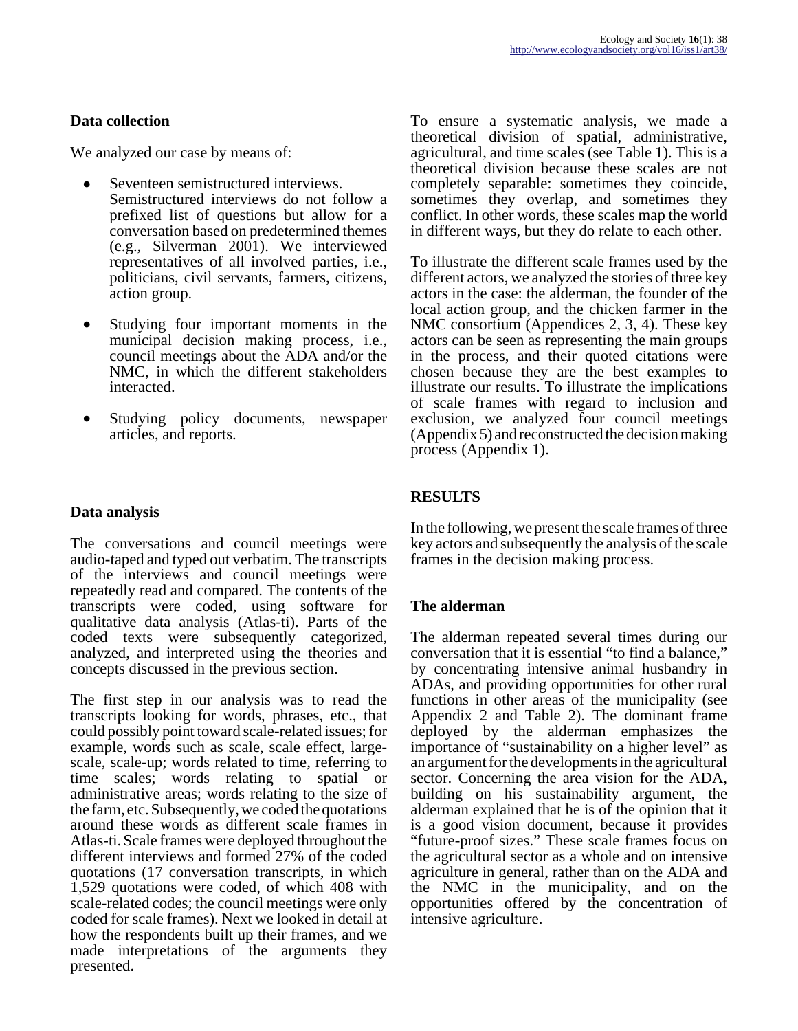### Data collection

We analyzed our case by means of:

- Seventeen semistructured interviews. Semistructured interviews do not follow a prefixed list of questions but allow for a conversation based on predetermined themes (e.g., Silverman 2001). We interviewed representatives of all involved parties, i.e., politicians, civil servants, farmers, citizens, action group.
- Studying four important moments in the municipal decision making process, i.e., council meetings about the ADA and/or the NMC, in which the different stakeholders interacted.
- Studying policy documents, newspaper articles, and reports.

### Data analysis

The conversations and council meetings were audio-taped and typed out verbatim. The transcripts of the interviews and council meetings were repeatedly read and compared. The contents of the transcripts were coded, using software for qualitative data analysis (Atlas-ti). Parts of the coded texts were subsequently categorized, analyzed, and interpreted using the theories and concepts discussed in the previous section.

The first step in our analysis was to read the transcripts looking for words, phrases, etc., that could possibly point toward scale-related issues; for example, words such as scale, scale effect, large-scale, scale-up; words related to time, referring to time scales; words relating to spatial or administrative areas; words relating to the size of the farm, etc. Subsequently, we coded the quotations around these words as different scale frames in Atlas-ti. Scale frames were deployed throughout the different interviews and formed 27% of the coded quotations (17 conversation transcripts, in which 1,529 quotations were coded, of which 408 with scale-related codes; the council meetings were only coded for scale frames). Next we looked in detail at how the respondents built up their frames, and we made interpretations of the arguments they presented.

To ensure a systematic analysis, we made a theoretical division of spatial, administrative, agricultural, and time scales (see Table 1). This is a theoretical division because these scales are not completely separable: sometimes they coincide, sometimes they overlap, and sometimes they conflict. In other words, these scales map the world in different ways, but they do relate to each other.

To illustrate the different scale frames used by the different actors, we analyzed the stories of three key actors in the case: the alderman, the founder of the local action group, and the chicken farmer in the NMC consortium (Appendices 2, 3, 4). These key actors can be seen as representing the main groups in the process, and their quoted citations were chosen because they are the best examples to illustrate our results. To illustrate the implications of scale frames with regard to inclusion and exclusion, we analyzed four council meetings (Appendix 5) and reconstructed the decision making process (Appendix 1).

## RESULTS

In the following, we present the scale frames of three key actors and subsequently the analysis of the scale frames in the decision making process.

### The alderman

The alderman repeated several times during our conversation that it is essential "to find a balance," by concentrating intensive animal husbandry in ADAs, and providing opportunities for other rural functions in other areas of the municipality (see Appendix 2 and Table 2). The dominant frame deployed by the alderman emphasizes the importance of "sustainability on a higher level" as an argument for the developments in the agricultural sector. Concerning the area vision for the ADA, building on his sustainability argument, the alderman explained that he is of the opinion that it is a good vision document, because it provides "future-proof sizes." These scale frames focus on the agricultural sector as a whole and on intensive agriculture in general, rather than on the ADA and the NMC in the municipality, and on the opportunities offered by the concentration of intensive agriculture.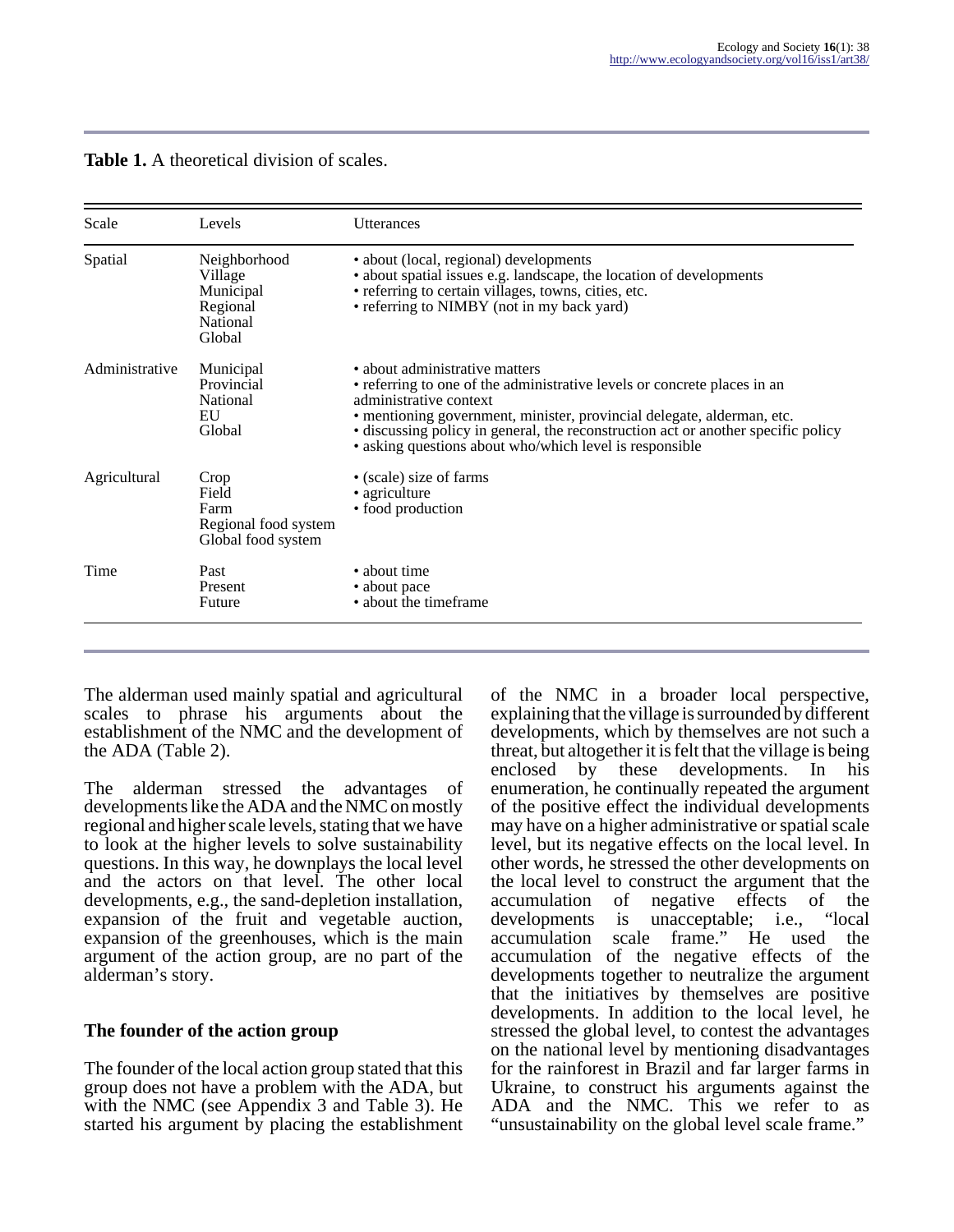**Table 1.** A theoretical division of scales.

| Scale | Levels | Utterances |
|---|---|---|
| Spatial | Neighborhood<br>Village<br>Municipal<br>Regional<br>National<br>Global | • about (local, regional) developments<br>• about spatial issues e.g. landscape, the location of developments<br>• referring to certain villages, towns, cities, etc.<br>• referring to NIMBY (not in my back yard) |
| Administrative | Municipal<br>Provincial<br>National<br>EU<br>Global | • about administrative matters<br>• referring to one of the administrative levels or concrete places in an administrative context<br>• mentioning government, minister, provincial delegate, alderman, etc.<br>• discussing policy in general, the reconstruction act or another specific policy<br>• asking questions about who/which level is responsible |
| Agricultural | Crop<br>Field<br>Farm<br>Regional food system<br>Global food system | • (scale) size of farms<br>• agriculture<br>• food production |
| Time | Past<br>Present<br>Future | • about time<br>• about pace<br>• about the timeframe |

The alderman used mainly spatial and agricultural scales to phrase his arguments about the establishment of the NMC and the development of the ADA (Table 2).

The alderman stressed the advantages of developments like the ADA and the NMC on mostly regional and higher scale levels, stating that we have to look at the higher levels to solve sustainability questions. In this way, he downplays the local level and the actors on that level. The other local developments, e.g., the sand-depletion installation, expansion of the fruit and vegetable auction, expansion of the greenhouses, which is the main argument of the action group, are no part of the alderman's story.

### The founder of the action group

The founder of the local action group stated that this group does not have a problem with the ADA, but with the NMC (see Appendix 3 and Table 3). He started his argument by placing the establishment of the NMC in a broader local perspective, explaining that the village is surrounded by different developments, which by themselves are not such a threat, but altogether it is felt that the village is being enclosed by these developments. In his enumeration, he continually repeated the argument of the positive effect the individual developments may have on a higher administrative or spatial scale level, but its negative effects on the local level. In other words, he stressed the other developments on the local level to construct the argument that the accumulation of negative effects of the developments is unacceptable; i.e., "local accumulation scale frame." He used the accumulation of the negative effects of the developments together to neutralize the argument that the initiatives by themselves are positive developments. In addition to the local level, he stressed the global level, to contest the advantages on the national level by mentioning disadvantages for the rainforest in Brazil and far larger farms in Ukraine, to construct his arguments against the ADA and the NMC. This we refer to as "unsustainability on the global level scale frame."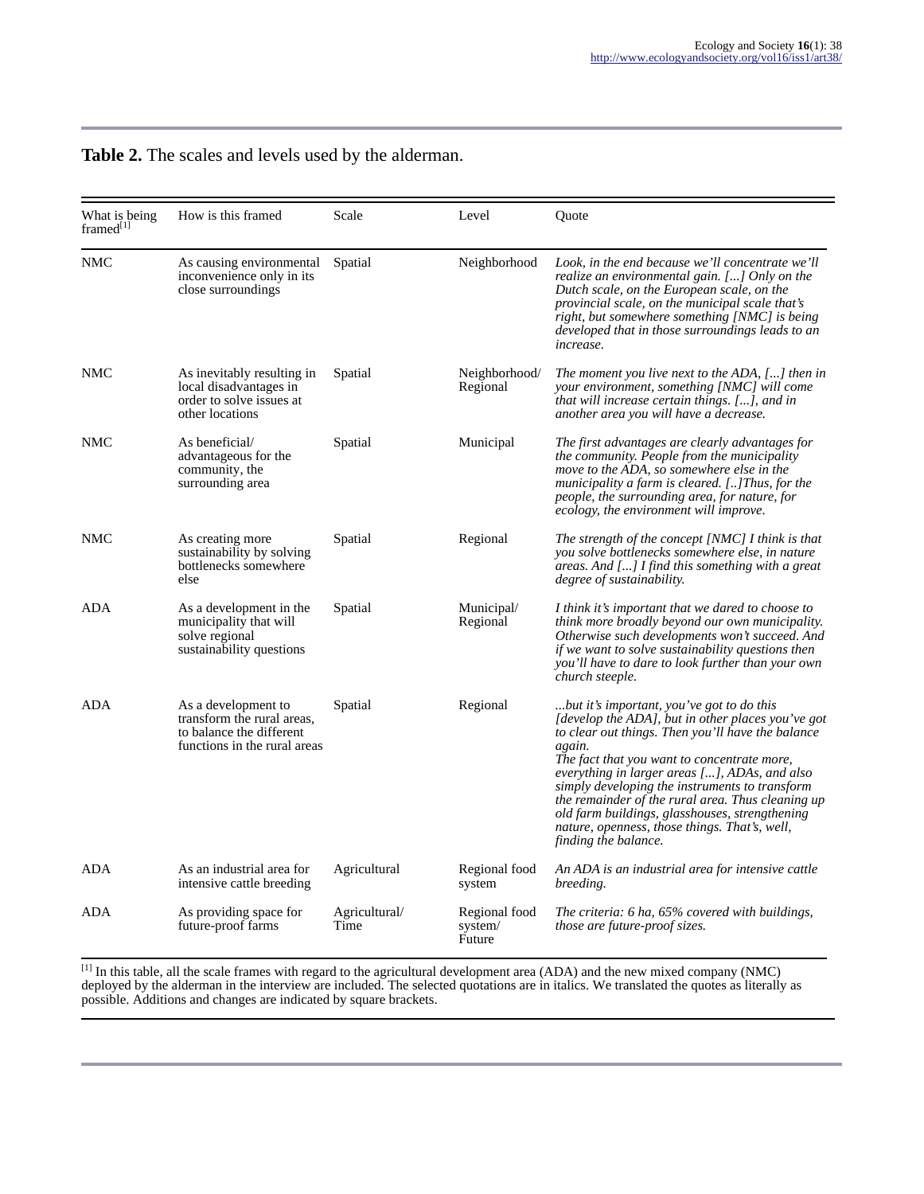**Table 2.** The scales and levels used by the alderman.

| What is being framed[1] | How is this framed | Scale | Level | Quote |
|---|---|---|---|---|
| NMC | As causing environmental inconvenience only in its close surroundings | Spatial | Neighborhood | *Look, in the end because we'll concentrate we'll realize an environmental gain. [...] Only on the Dutch scale, on the European scale, on the provincial scale, on the municipal scale that's right, but somewhere something [NMC] is being developed that in those surroundings leads to an increase.* |
| NMC | As inevitably resulting in local disadvantages in order to solve issues at other locations | Spatial | Neighborhood/ Regional | *The moment you live next to the ADA, [...] then in your environment, something [NMC] will come that will increase certain things. [...], and in another area you will have a decrease.* |
| NMC | As beneficial/ advantageous for the community, the surrounding area | Spatial | Municipal | *The first advantages are clearly advantages for the community. People from the municipality move to the ADA, so somewhere else in the municipality a farm is cleared. [..]Thus, for the people, the surrounding area, for nature, for ecology, the environment will improve.* |
| NMC | As creating more sustainability by solving bottlenecks somewhere else | Spatial | Regional | *The strength of the concept [NMC] I think is that you solve bottlenecks somewhere else, in nature areas. And [...] I find this something with a great degree of sustainability.* |
| ADA | As a development in the municipality that will solve regional sustainability questions | Spatial | Municipal/ Regional | *I think it's important that we dared to choose to think more broadly beyond our own municipality. Otherwise such developments won't succeed. And if we want to solve sustainability questions then you'll have to dare to look further than your own church steeple.* |
| ADA | As a development to transform the rural areas, to balance the different functions in the rural areas | Spatial | Regional | *...but it's important, you've got to do this [develop the ADA], but in other places you've got to clear out things. Then you'll have the balance again.* *The fact that you want to concentrate more, everything in larger areas [...], ADAs, and also simply developing the instruments to transform the remainder of the rural area. Thus cleaning up old farm buildings, glasshouses, strengthening nature, openness, those things. That's, well, finding the balance.* |
| ADA | As an industrial area for intensive cattle breeding | Agricultural | Regional food system | *An ADA is an industrial area for intensive cattle breeding.* |
| ADA | As providing space for future-proof farms | Agricultural/ Time | Regional food system/ Future | *The criteria: 6 ha, 65% covered with buildings, those are future-proof sizes.* |

[1] In this table, all the scale frames with regard to the agricultural development area (ADA) and the new mixed company (NMC) deployed by the alderman in the interview are included. The selected quotations are in italics. We translated the quotes as literally as possible. Additions and changes are indicated by square brackets.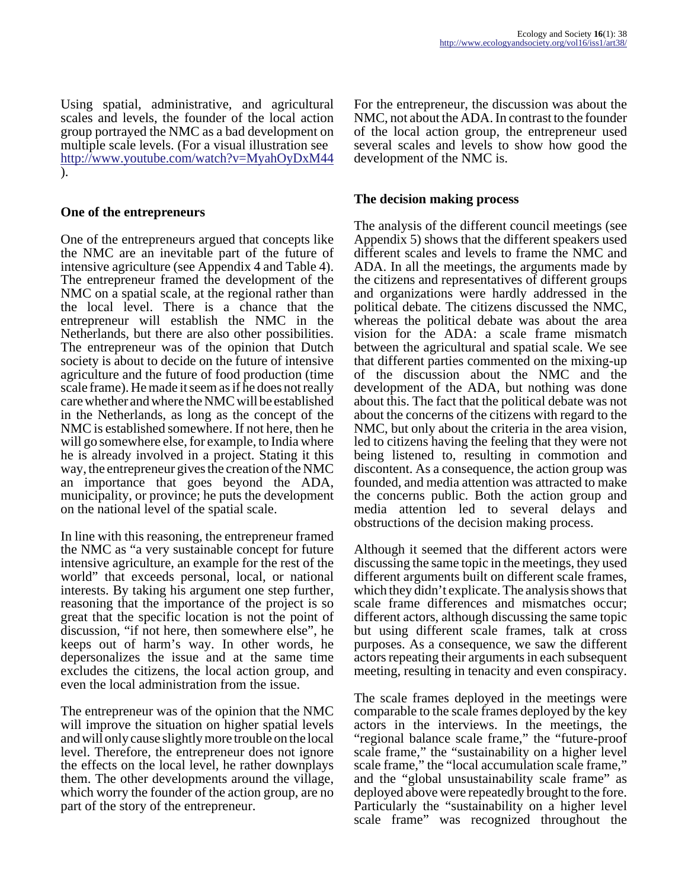Using spatial, administrative, and agricultural scales and levels, the founder of the local action group portrayed the NMC as a bad development on multiple scale levels. (For a visual illustration see http://www.youtube.com/watch?v=MyahOyDxM44 ).

### One of the entrepreneurs

One of the entrepreneurs argued that concepts like the NMC are an inevitable part of the future of intensive agriculture (see Appendix 4 and Table 4). The entrepreneur framed the development of the NMC on a spatial scale, at the regional rather than the local level. There is a chance that the entrepreneur will establish the NMC in the Netherlands, but there are also other possibilities. The entrepreneur was of the opinion that Dutch society is about to decide on the future of intensive agriculture and the future of food production (time scale frame). He made it seem as if he does not really care whether and where the NMC will be established in the Netherlands, as long as the concept of the NMC is established somewhere. If not here, then he will go somewhere else, for example, to India where he is already involved in a project. Stating it this way, the entrepreneur gives the creation of the NMC an importance that goes beyond the ADA, municipality, or province; he puts the development on the national level of the spatial scale.

In line with this reasoning, the entrepreneur framed the NMC as "a very sustainable concept for future intensive agriculture, an example for the rest of the world" that exceeds personal, local, or national interests. By taking his argument one step further, reasoning that the importance of the project is so great that the specific location is not the point of discussion, "if not here, then somewhere else", he keeps out of harm's way. In other words, he depersonalizes the issue and at the same time excludes the citizens, the local action group, and even the local administration from the issue.

The entrepreneur was of the opinion that the NMC will improve the situation on higher spatial levels and will only cause slightly more trouble on the local level. Therefore, the entrepreneur does not ignore the effects on the local level, he rather downplays them. The other developments around the village, which worry the founder of the action group, are no part of the story of the entrepreneur.

For the entrepreneur, the discussion was about the NMC, not about the ADA. In contrast to the founder of the local action group, the entrepreneur used several scales and levels to show how good the development of the NMC is.

### The decision making process

The analysis of the different council meetings (see Appendix 5) shows that the different speakers used different scales and levels to frame the NMC and ADA. In all the meetings, the arguments made by the citizens and representatives of different groups and organizations were hardly addressed in the political debate. The citizens discussed the NMC, whereas the political debate was about the area vision for the ADA: a scale frame mismatch between the agricultural and spatial scale. We see that different parties commented on the mixing-up of the discussion about the NMC and the development of the ADA, but nothing was done about this. The fact that the political debate was not about the concerns of the citizens with regard to the NMC, but only about the criteria in the area vision, led to citizens having the feeling that they were not being listened to, resulting in commotion and discontent. As a consequence, the action group was founded, and media attention was attracted to make the concerns public. Both the action group and media attention led to several delays and obstructions of the decision making process.

Although it seemed that the different actors were discussing the same topic in the meetings, they used different arguments built on different scale frames, which they didn't explicate. The analysis shows that scale frame differences and mismatches occur; different actors, although discussing the same topic but using different scale frames, talk at cross purposes. As a consequence, we saw the different actors repeating their arguments in each subsequent meeting, resulting in tenacity and even conspiracy.

The scale frames deployed in the meetings were comparable to the scale frames deployed by the key actors in the interviews. In the meetings, the "regional balance scale frame," the "future-proof scale frame," the "sustainability on a higher level scale frame," the "local accumulation scale frame," and the "global unsustainability scale frame" as deployed above were repeatedly brought to the fore. Particularly the "sustainability on a higher level scale frame" was recognized throughout the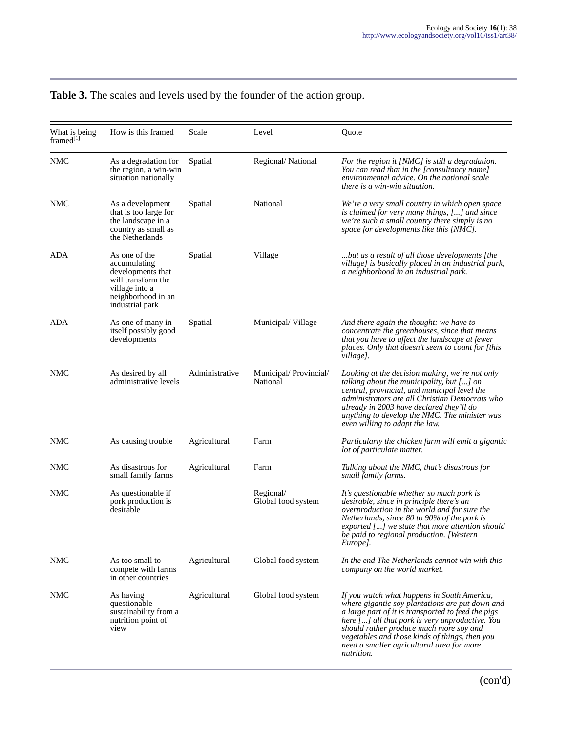**Table 3.** The scales and levels used by the founder of the action group.

| What is being framed[1] | How is this framed | Scale | Level | Quote |
|---|---|---|---|---|
| NMC | As a degradation for the region, a win-win situation nationally | Spatial | Regional/ National | *For the region it [NMC] is still a degradation. You can read that in the [consultancy name] environmental advice. On the national scale there is a win-win situation.* |
| NMC | As a development that is too large for the landscape in a country as small as the Netherlands | Spatial | National | *We're a very small country in which open space is claimed for very many things, [...] and since we're such a small country there simply is no space for developments like this [NMC].* |
| ADA | As one of the accumulating developments that will transform the village into a neighborhood in an industrial park | Spatial | Village | *...but as a result of all those developments [the village] is basically placed in an industrial park, a neighborhood in an industrial park.* |
| ADA | As one of many in itself possibly good developments | Spatial | Municipal/ Village | *And there again the thought: we have to concentrate the greenhouses, since that means that you have to affect the landscape at fewer places. Only that doesn't seem to count for [this village].* |
| NMC | As desired by all administrative levels | Administrative | Municipal/ Provincial/ National | *Looking at the decision making, we're not only talking about the municipality, but [...] on central, provincial, and municipal level the administrators are all Christian Democrats who already in 2003 have declared they'll do anything to develop the NMC. The minister was even willing to adapt the law.* |
| NMC | As causing trouble | Agricultural | Farm | *Particularly the chicken farm will emit a gigantic lot of particulate matter.* |
| NMC | As disastrous for small family farms | Agricultural | Farm | *Talking about the NMC, that's disastrous for small family farms.* |
| NMC | As questionable if pork production is desirable | | Regional/ Global food system | *It's questionable whether so much pork is desirable, since in principle there's an overproduction in the world and for sure the Netherlands, since 80 to 90% of the pork is exported [...] we state that more attention should be paid to regional production. [Western Europe].* |
| NMC | As too small to compete with farms in other countries | Agricultural | Global food system | *In the end The Netherlands cannot win with this company on the world market.* |
| NMC | As having questionable sustainability from a nutrition point of view | Agricultural | Global food system | *If you watch what happens in South America, where gigantic soy plantations are put down and a large part of it is transported to feed the pigs here [...] all that pork is very unproductive. You should rather produce much more soy and vegetables and those kinds of things, then you need a smaller agricultural area for more nutrition.* |

(con'd)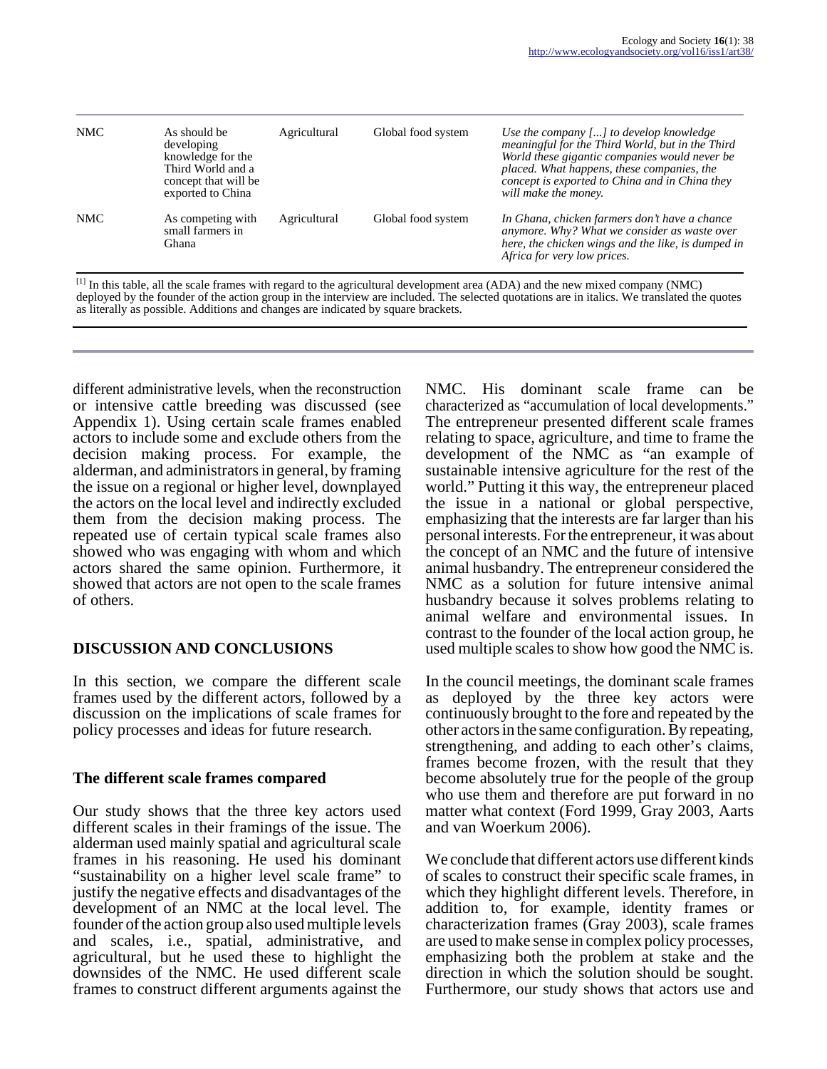| NMC | As should be developing knowledge for the Third World and a concept that will be exported to China | Agricultural | Global food system | *Use the company [...] to develop knowledge meaningful for the Third World, but in the Third World these gigantic companies would never be placed. What happens, these companies, the concept is exported to China and in China they will make the money.* |
|---|---|---|---|---|
| NMC | As competing with small farmers in Ghana | Agricultural | Global food system | *In Ghana, chicken farmers don't have a chance anymore. Why? What we consider as waste over here, the chicken wings and the like, is dumped in Africa for very low prices.* |

[1] In this table, all the scale frames with regard to the agricultural development area (ADA) and the new mixed company (NMC) deployed by the founder of the action group in the interview are included. The selected quotations are in italics. We translated the quotes as literally as possible. Additions and changes are indicated by square brackets.

different administrative levels, when the reconstruction or intensive cattle breeding was discussed (see Appendix 1). Using certain scale frames enabled actors to include some and exclude others from the decision making process. For example, the alderman, and administrators in general, by framing the issue on a regional or higher level, downplayed the actors on the local level and indirectly excluded them from the decision making process. The repeated use of certain typical scale frames also showed who was engaging with whom and which actors shared the same opinion. Furthermore, it showed that actors are not open to the scale frames of others.

## DISCUSSION AND CONCLUSIONS

In this section, we compare the different scale frames used by the different actors, followed by a discussion on the implications of scale frames for policy processes and ideas for future research.

### The different scale frames compared

Our study shows that the three key actors used different scales in their framings of the issue. The alderman used mainly spatial and agricultural scale frames in his reasoning. He used his dominant "sustainability on a higher level scale frame" to justify the negative effects and disadvantages of the development of an NMC at the local level. The founder of the action group also used multiple levels and scales, i.e., spatial, administrative, and agricultural, but he used these to highlight the downsides of the NMC. He used different scale frames to construct different arguments against the NMC. His dominant scale frame can be characterized as "accumulation of local developments." The entrepreneur presented different scale frames relating to space, agriculture, and time to frame the development of the NMC as "an example of sustainable intensive agriculture for the rest of the world." Putting it this way, the entrepreneur placed the issue in a national or global perspective, emphasizing that the interests are far larger than his personal interests. For the entrepreneur, it was about the concept of an NMC and the future of intensive animal husbandry. The entrepreneur considered the NMC as a solution for future intensive animal husbandry because it solves problems relating to animal welfare and environmental issues. In contrast to the founder of the local action group, he used multiple scales to show how good the NMC is.

In the council meetings, the dominant scale frames as deployed by the three key actors were continuously brought to the fore and repeated by the other actors in the same configuration. By repeating, strengthening, and adding to each other's claims, frames become frozen, with the result that they become absolutely true for the people of the group who use them and therefore are put forward in no matter what context (Ford 1999, Gray 2003, Aarts and van Woerkum 2006).

We conclude that different actors use different kinds of scales to construct their specific scale frames, in which they highlight different levels. Therefore, in addition to, for example, identity frames or characterization frames (Gray 2003), scale frames are used to make sense in complex policy processes, emphasizing both the problem at stake and the direction in which the solution should be sought. Furthermore, our study shows that actors use and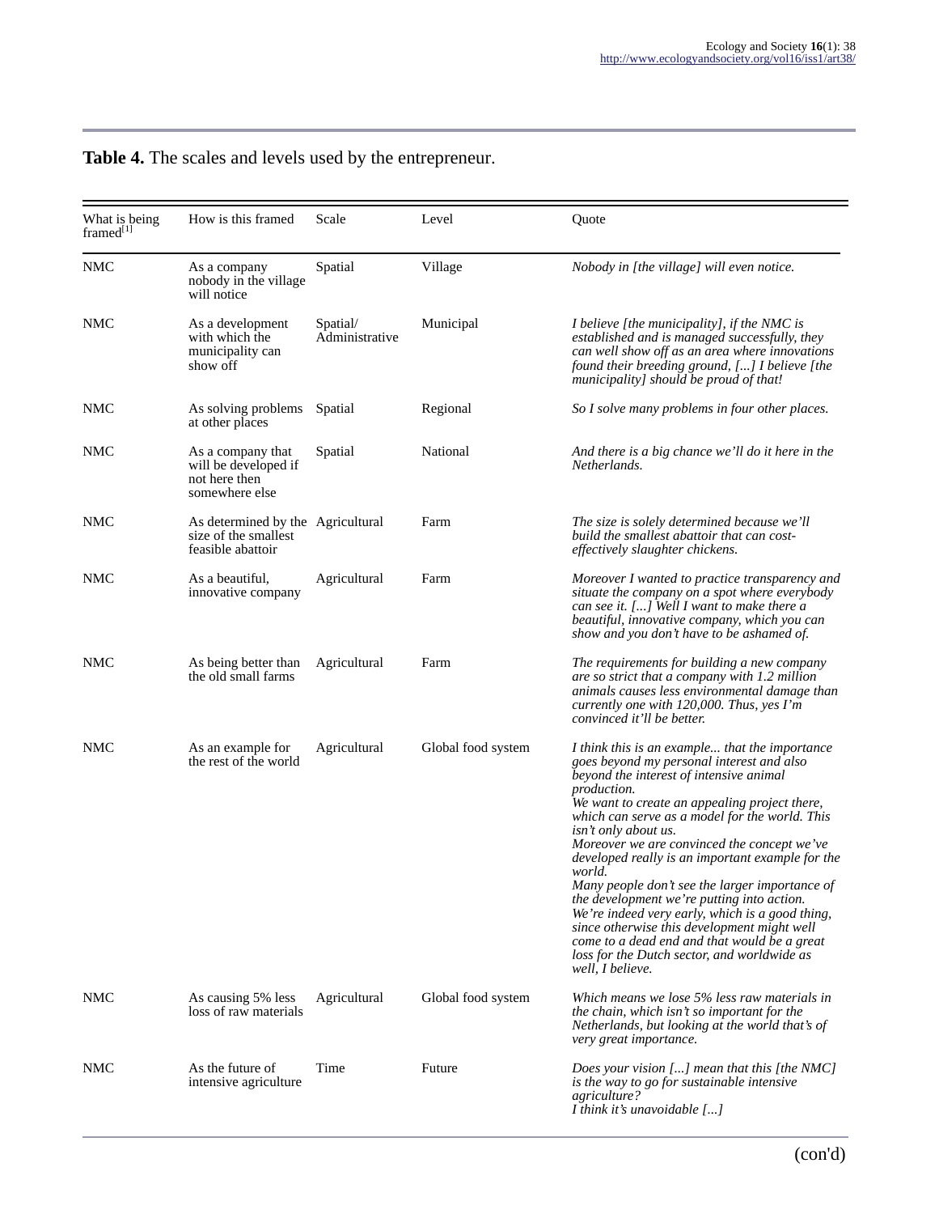**Table 4.** The scales and levels used by the entrepreneur.

| What is being framed[1] | How is this framed | Scale | Level | Quote |
|---|---|---|---|---|
| NMC | As a company nobody in the village will notice | Spatial | Village | *Nobody in [the village] will even notice.* |
| NMC | As a development with which the municipality can show off | Spatial/ Administrative | Municipal | *I believe [the municipality], if the NMC is established and is managed successfully, they can well show off as an area where innovations found their breeding ground, [...] I believe [the municipality] should be proud of that!* |
| NMC | As solving problems at other places | Spatial | Regional | *So I solve many problems in four other places.* |
| NMC | As a company that will be developed if not here then somewhere else | Spatial | National | *And there is a big chance we'll do it here in the Netherlands.* |
| NMC | As determined by the size of the smallest feasible abattoir | Agricultural | Farm | *The size is solely determined because we'll build the smallest abattoir that can cost-effectively slaughter chickens.* |
| NMC | As a beautiful, innovative company | Agricultural | Farm | *Moreover I wanted to practice transparency and situate the company on a spot where everybody can see it. [...] Well I want to make there a beautiful, innovative company, which you can show and you don't have to be ashamed of.* |
| NMC | As being better than the old small farms | Agricultural | Farm | *The requirements for building a new company are so strict that a company with 1.2 million animals causes less environmental damage than currently one with 120,000. Thus, yes I'm convinced it'll be better.* |
| NMC | As an example for the rest of the world | Agricultural | Global food system | *I think this is an example... that the importance goes beyond my personal interest and also beyond the interest of intensive animal production.* *We want to create an appealing project there, which can serve as a model for the world. This isn't only about us.* *Moreover we are convinced the concept we've developed really is an important example for the world.* *Many people don't see the larger importance of the development we're putting into action. We're indeed very early, which is a good thing, since otherwise this development might well come to a dead end and that would be a great loss for the Dutch sector, and worldwide as well, I believe.* |
| NMC | As causing 5% less loss of raw materials | Agricultural | Global food system | *Which means we lose 5% less raw materials in the chain, which isn't so important for the Netherlands, but looking at the world that's of very great importance.* |
| NMC | As the future of intensive agriculture | Time | Future | *Does your vision [...] mean that this [the NMC] is the way to go for sustainable intensive agriculture?* *I think it's unavoidable [...]* |

(con'd)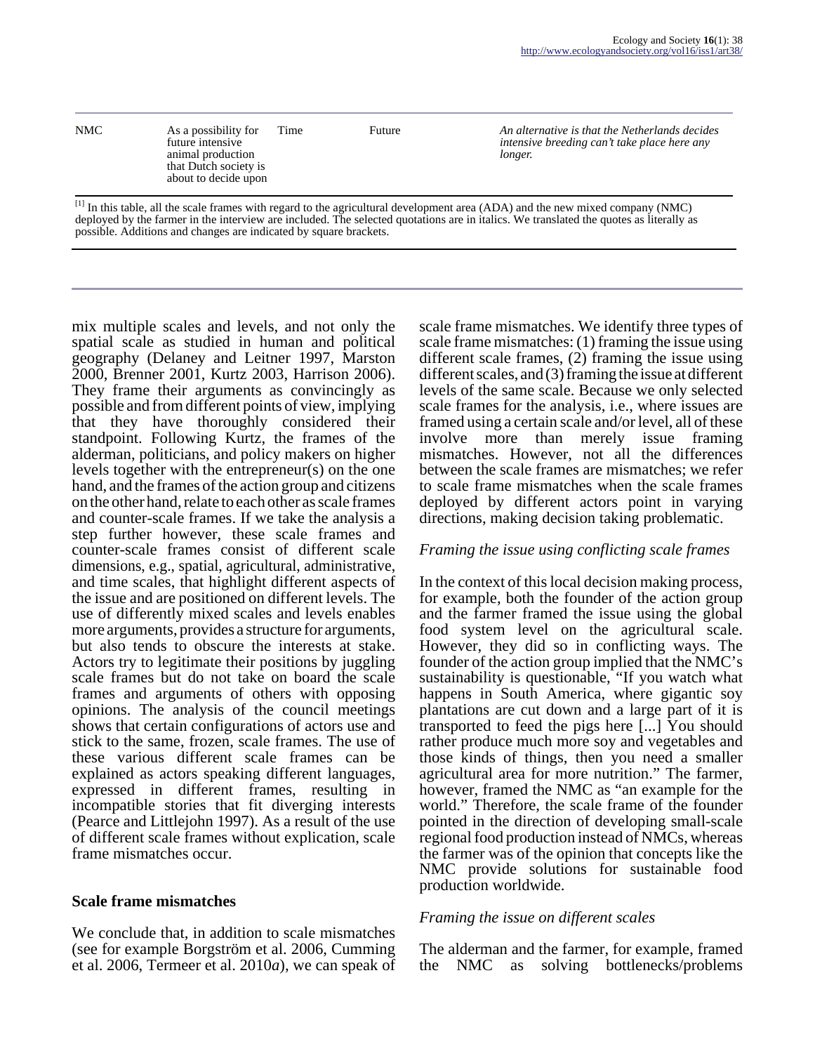| NMC | As a possibility for future intensive animal production that Dutch society is about to decide upon | Time | Future | *An alternative is that the Netherlands decides intensive breeding can't take place here any longer.* |
|---|---|---|---|---|

[1] In this table, all the scale frames with regard to the agricultural development area (ADA) and the new mixed company (NMC) deployed by the farmer in the interview are included. The selected quotations are in italics. We translated the quotes as literally as possible. Additions and changes are indicated by square brackets.

mix multiple scales and levels, and not only the spatial scale as studied in human and political geography (Delaney and Leitner 1997, Marston 2000, Brenner 2001, Kurtz 2003, Harrison 2006). They frame their arguments as convincingly as possible and from different points of view, implying that they have thoroughly considered their standpoint. Following Kurtz, the frames of the alderman, politicians, and policy makers on higher levels together with the entrepreneur(s) on the one hand, and the frames of the action group and citizens on the other hand, relate to each other as scale frames and counter-scale frames. If we take the analysis a step further however, these scale frames and counter-scale frames consist of different scale dimensions, e.g., spatial, agricultural, administrative, and time scales, that highlight different aspects of the issue and are positioned on different levels. The use of differently mixed scales and levels enables more arguments, provides a structure for arguments, but also tends to obscure the interests at stake. Actors try to legitimate their positions by juggling scale frames but do not take on board the scale frames and arguments of others with opposing opinions. The analysis of the council meetings shows that certain configurations of actors use and stick to the same, frozen, scale frames. The use of these various different scale frames can be explained as actors speaking different languages, expressed in different frames, resulting in incompatible stories that fit diverging interests (Pearce and Littlejohn 1997). As a result of the use of different scale frames without explication, scale frame mismatches occur.

## Scale frame mismatches

We conclude that, in addition to scale mismatches (see for example Borgström et al. 2006, Cumming et al. 2006, Termeer et al. 2010*a*), we can speak of scale frame mismatches. We identify three types of scale frame mismatches: (1) framing the issue using different scale frames, (2) framing the issue using different scales, and (3) framing the issue at different levels of the same scale. Because we only selected scale frames for the analysis, i.e., where issues are framed using a certain scale and/or level, all of these involve more than merely issue framing mismatches. However, not all the differences between the scale frames are mismatches; we refer to scale frame mismatches when the scale frames deployed by different actors point in varying directions, making decision taking problematic.

### *Framing the issue using conflicting scale frames*

In the context of this local decision making process, for example, both the founder of the action group and the farmer framed the issue using the global food system level on the agricultural scale. However, they did so in conflicting ways. The founder of the action group implied that the NMC's sustainability is questionable, "If you watch what happens in South America, where gigantic soy plantations are cut down and a large part of it is transported to feed the pigs here [...] You should rather produce much more soy and vegetables and those kinds of things, then you need a smaller agricultural area for more nutrition." The farmer, however, framed the NMC as "an example for the world." Therefore, the scale frame of the founder pointed in the direction of developing small-scale regional food production instead of NMCs, whereas the farmer was of the opinion that concepts like the NMC provide solutions for sustainable food production worldwide.

### *Framing the issue on different scales*

The alderman and the farmer, for example, framed the NMC as solving bottlenecks/problems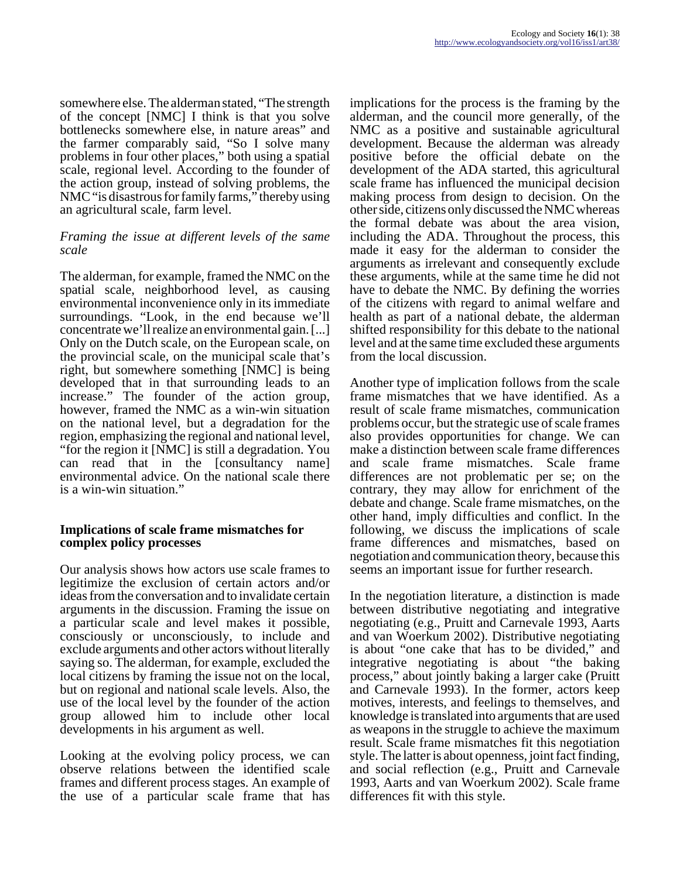somewhere else. The alderman stated, "The strength of the concept [NMC] I think is that you solve bottlenecks somewhere else, in nature areas" and the farmer comparably said, "So I solve many problems in four other places," both using a spatial scale, regional level. According to the founder of the action group, instead of solving problems, the NMC "is disastrous for family farms," thereby using an agricultural scale, farm level.

*Framing the issue at different levels of the same scale*

The alderman, for example, framed the NMC on the spatial scale, neighborhood level, as causing environmental inconvenience only in its immediate surroundings. "Look, in the end because we'll concentrate we'll realize an environmental gain. [...] Only on the Dutch scale, on the European scale, on the provincial scale, on the municipal scale that's right, but somewhere something [NMC] is being developed that in that surrounding leads to an increase." The founder of the action group, however, framed the NMC as a win-win situation on the national level, but a degradation for the region, emphasizing the regional and national level, "for the region it [NMC] is still a degradation. You can read that in the [consultancy name] environmental advice. On the national scale there is a win-win situation."

## Implications of scale frame mismatches for complex policy processes

Our analysis shows how actors use scale frames to legitimize the exclusion of certain actors and/or ideas from the conversation and to invalidate certain arguments in the discussion. Framing the issue on a particular scale and level makes it possible, consciously or unconsciously, to include and exclude arguments and other actors without literally saying so. The alderman, for example, excluded the local citizens by framing the issue not on the local, but on regional and national scale levels. Also, the use of the local level by the founder of the action group allowed him to include other local developments in his argument as well.

Looking at the evolving policy process, we can observe relations between the identified scale frames and different process stages. An example of the use of a particular scale frame that has implications for the process is the framing by the alderman, and the council more generally, of the NMC as a positive and sustainable agricultural development. Because the alderman was already positive before the official debate on the development of the ADA started, this agricultural scale frame has influenced the municipal decision making process from design to decision. On the other side, citizens only discussed the NMC whereas the formal debate was about the area vision, including the ADA. Throughout the process, this made it easy for the alderman to consider the arguments as irrelevant and consequently exclude these arguments, while at the same time he did not have to debate the NMC. By defining the worries of the citizens with regard to animal welfare and health as part of a national debate, the alderman shifted responsibility for this debate to the national level and at the same time excluded these arguments from the local discussion.

Another type of implication follows from the scale frame mismatches that we have identified. As a result of scale frame mismatches, communication problems occur, but the strategic use of scale frames also provides opportunities for change. We can make a distinction between scale frame differences and scale frame mismatches. Scale frame differences are not problematic per se; on the contrary, they may allow for enrichment of the debate and change. Scale frame mismatches, on the other hand, imply difficulties and conflict. In the following, we discuss the implications of scale frame differences and mismatches, based on negotiation and communication theory, because this seems an important issue for further research.

In the negotiation literature, a distinction is made between distributive negotiating and integrative negotiating (e.g., Pruitt and Carnevale 1993, Aarts and van Woerkum 2002). Distributive negotiating is about "one cake that has to be divided," and integrative negotiating is about "the baking process," about jointly baking a larger cake (Pruitt and Carnevale 1993). In the former, actors keep motives, interests, and feelings to themselves, and knowledge is translated into arguments that are used as weapons in the struggle to achieve the maximum result. Scale frame mismatches fit this negotiation style. The latter is about openness, joint fact finding, and social reflection (e.g., Pruitt and Carnevale 1993, Aarts and van Woerkum 2002). Scale frame differences fit with this style.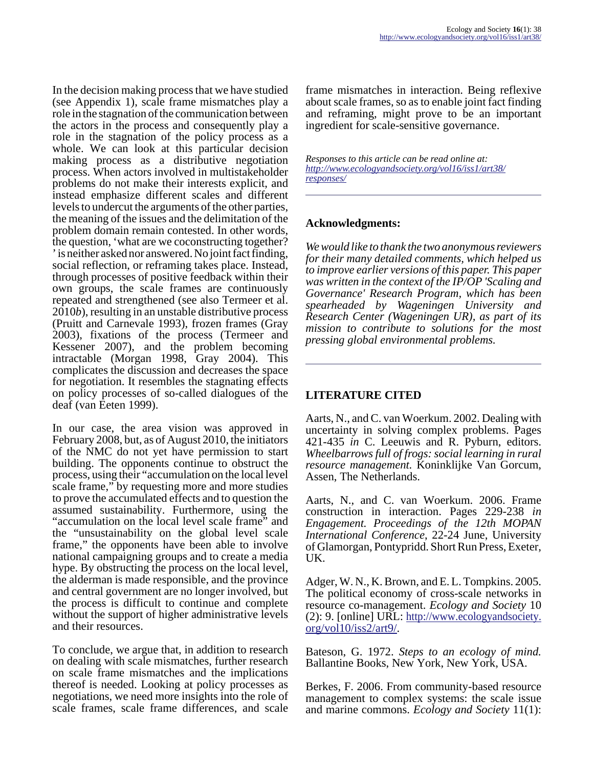In the decision making process that we have studied (see Appendix 1), scale frame mismatches play a role in the stagnation of the communication between the actors in the process and consequently play a role in the stagnation of the policy process as a whole. We can look at this particular decision making process as a distributive negotiation process. When actors involved in multistakeholder problems do not make their interests explicit, and instead emphasize different scales and different levels to undercut the arguments of the other parties, the meaning of the issues and the delimitation of the problem domain remain contested. In other words, the question, 'what are we coconstructing together? ' is neither asked nor answered. No joint fact finding, social reflection, or reframing takes place. Instead, through processes of positive feedback within their own groups, the scale frames are continuously repeated and strengthened (see also Termeer et al. 2010*b*), resulting in an unstable distributive process (Pruitt and Carnevale 1993), frozen frames (Gray 2003), fixations of the process (Termeer and Kessener 2007), and the problem becoming intractable (Morgan 1998, Gray 2004). This complicates the discussion and decreases the space for negotiation. It resembles the stagnating effects on policy processes of so-called dialogues of the deaf (van Eeten 1999).

In our case, the area vision was approved in February 2008, but, as of August 2010, the initiators of the NMC do not yet have permission to start building. The opponents continue to obstruct the process, using their "accumulation on the local level scale frame," by requesting more and more studies to prove the accumulated effects and to question the assumed sustainability. Furthermore, using the "accumulation on the local level scale frame" and the "unsustainability on the global level scale frame," the opponents have been able to involve national campaigning groups and to create a media hype. By obstructing the process on the local level, the alderman is made responsible, and the province and central government are no longer involved, but the process is difficult to continue and complete without the support of higher administrative levels and their resources.

To conclude, we argue that, in addition to research on dealing with scale mismatches, further research on scale frame mismatches and the implications thereof is needed. Looking at policy processes as negotiations, we need more insights into the role of scale frames, scale frame differences, and scale frame mismatches in interaction. Being reflexive about scale frames, so as to enable joint fact finding and reframing, might prove to be an important ingredient for scale-sensitive governance.

*Responses to this article can be read online at:* *http://www.ecologyandsociety.org/vol16/iss1/art38/responses/*

## Acknowledgments:

*We would like to thank the two anonymous reviewers for their many detailed comments, which helped us to improve earlier versions of this paper. This paper was written in the context of the IP/OP 'Scaling and Governance' Research Program, which has been spearheaded by Wageningen University and Research Center (Wageningen UR), as part of its mission to contribute to solutions for the most pressing global environmental problems.*

## LITERATURE CITED

Aarts, N., and C. van Woerkum. 2002. Dealing with uncertainty in solving complex problems. Pages 421-435 *in* C. Leeuwis and R. Pyburn, editors. *Wheelbarrows full of frogs: social learning in rural resource management.* Koninklijke Van Gorcum, Assen, The Netherlands.

Aarts, N., and C. van Woerkum. 2006. Frame construction in interaction. Pages 229-238 *in* *Engagement. Proceedings of the 12th MOPAN International Conference*, 22-24 June, University of Glamorgan, Pontypridd. Short Run Press, Exeter, UK.

Adger, W. N., K. Brown, and E. L. Tompkins. 2005. The political economy of cross-scale networks in resource co-management. *Ecology and Society* 10 (2): 9. [online] URL: http://www.ecologyandsociety.org/vol10/iss2/art9/.

Bateson, G. 1972. *Steps to an ecology of mind.* Ballantine Books, New York, New York, USA.

Berkes, F. 2006. From community-based resource management to complex systems: the scale issue and marine commons. *Ecology and Society* 11(1):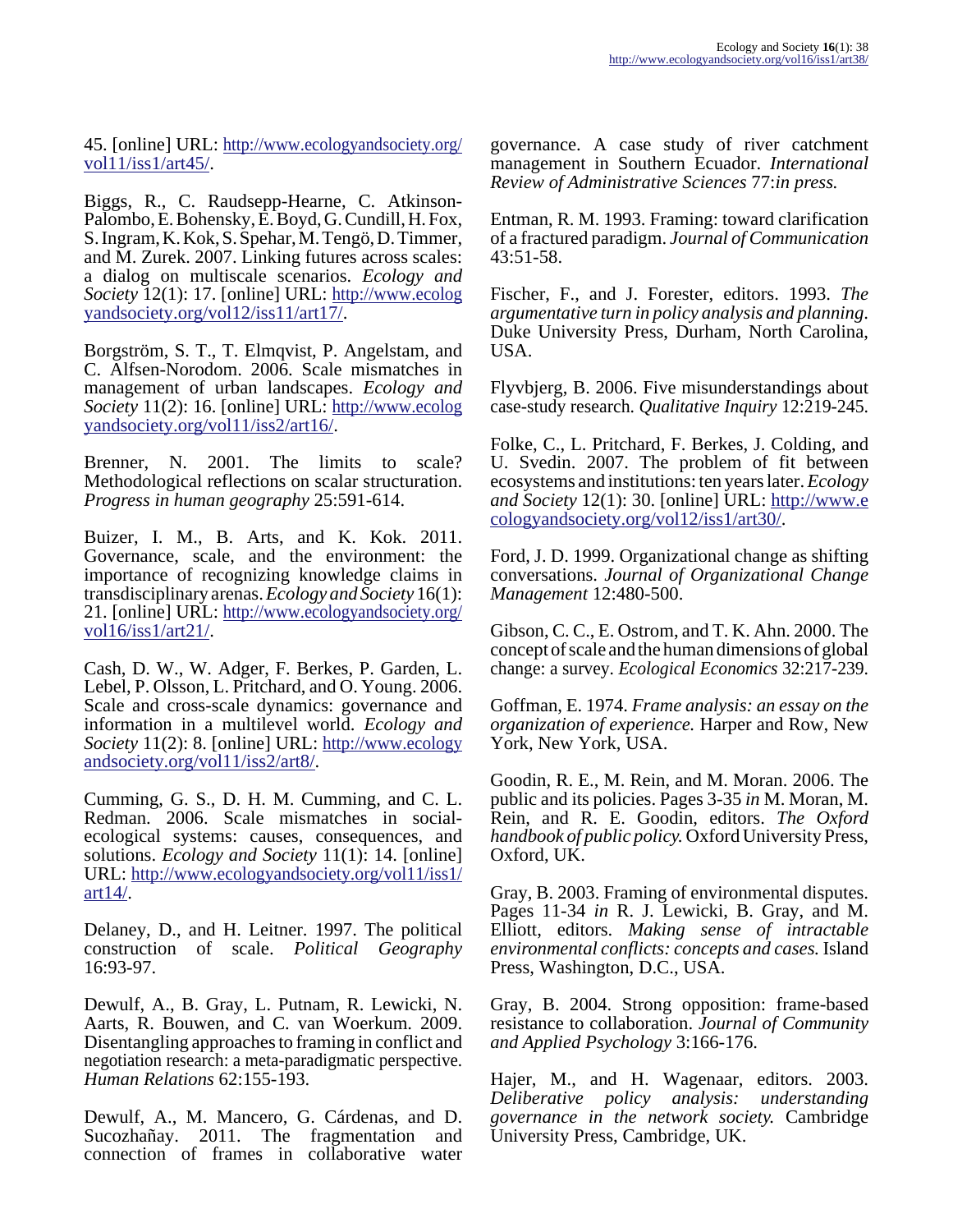45. [online] URL: http://www.ecologyandsociety.org/vol11/iss1/art45/.

Biggs, R., C. Raudsepp-Hearne, C. Atkinson-Palombo, E. Bohensky, E. Boyd, G. Cundill, H. Fox, S. Ingram, K. Kok, S. Spehar, M. Tengö, D. Timmer, and M. Zurek. 2007. Linking futures across scales: a dialog on multiscale scenarios. *Ecology and Society* 12(1): 17. [online] URL: http://www.ecologyandsociety.org/vol12/iss11/art17/.

Borgström, S. T., T. Elmqvist, P. Angelstam, and C. Alfsen-Norodom. 2006. Scale mismatches in management of urban landscapes. *Ecology and Society* 11(2): 16. [online] URL: http://www.ecologyandsociety.org/vol11/iss2/art16/.

Brenner, N. 2001. The limits to scale? Methodological reflections on scalar structuration. *Progress in human geography* 25:591-614.

Buizer, I. M., B. Arts, and K. Kok. 2011. Governance, scale, and the environment: the importance of recognizing knowledge claims in transdisciplinary arenas. *Ecology and Society* 16(1): 21. [online] URL: http://www.ecologyandsociety.org/vol16/iss1/art21/.

Cash, D. W., W. Adger, F. Berkes, P. Garden, L. Lebel, P. Olsson, L. Pritchard, and O. Young. 2006. Scale and cross-scale dynamics: governance and information in a multilevel world. *Ecology and Society* 11(2): 8. [online] URL: http://www.ecologyandsociety.org/vol11/iss2/art8/.

Cumming, G. S., D. H. M. Cumming, and C. L. Redman. 2006. Scale mismatches in social-ecological systems: causes, consequences, and solutions. *Ecology and Society* 11(1): 14. [online] URL: http://www.ecologyandsociety.org/vol11/iss1/art14/.

Delaney, D., and H. Leitner. 1997. The political construction of scale. *Political Geography* 16:93-97.

Dewulf, A., B. Gray, L. Putnam, R. Lewicki, N. Aarts, R. Bouwen, and C. van Woerkum. 2009. Disentangling approaches to framing in conflict and negotiation research: a meta-paradigmatic perspective. *Human Relations* 62:155-193.

Dewulf, A., M. Mancero, G. Cárdenas, and D. Sucozhañay. 2011. The fragmentation and connection of frames in collaborative water governance. A case study of river catchment management in Southern Ecuador. *International Review of Administrative Sciences* 77:*in press.*

Entman, R. M. 1993. Framing: toward clarification of a fractured paradigm. *Journal of Communication* 43:51-58.

Fischer, F., and J. Forester, editors. 1993. *The argumentative turn in policy analysis and planning*. Duke University Press, Durham, North Carolina, USA.

Flyvbjerg, B. 2006. Five misunderstandings about case-study research. *Qualitative Inquiry* 12:219-245.

Folke, C., L. Pritchard, F. Berkes, J. Colding, and U. Svedin. 2007. The problem of fit between ecosystems and institutions: ten years later. *Ecology and Society* 12(1): 30. [online] URL: http://www.ecologyandsociety.org/vol12/iss1/art30/.

Ford, J. D. 1999. Organizational change as shifting conversations. *Journal of Organizational Change Management* 12:480-500.

Gibson, C. C., E. Ostrom, and T. K. Ahn. 2000. The concept of scale and the human dimensions of global change: a survey. *Ecological Economics* 32:217-239.

Goffman, E. 1974. *Frame analysis: an essay on the organization of experience.* Harper and Row, New York, New York, USA.

Goodin, R. E., M. Rein, and M. Moran. 2006. The public and its policies. Pages 3-35 *in* M. Moran, M. Rein, and R. E. Goodin, editors. *The Oxford handbook of public policy.* Oxford University Press, Oxford, UK.

Gray, B. 2003. Framing of environmental disputes. Pages 11-34 *in* R. J. Lewicki, B. Gray, and M. Elliott, editors. *Making sense of intractable environmental conflicts: concepts and cases.* Island Press, Washington, D.C., USA.

Gray, B. 2004. Strong opposition: frame-based resistance to collaboration. *Journal of Community and Applied Psychology* 3:166-176.

Hajer, M., and H. Wagenaar, editors. 2003. *Deliberative policy analysis: understanding governance in the network society.* Cambridge University Press, Cambridge, UK.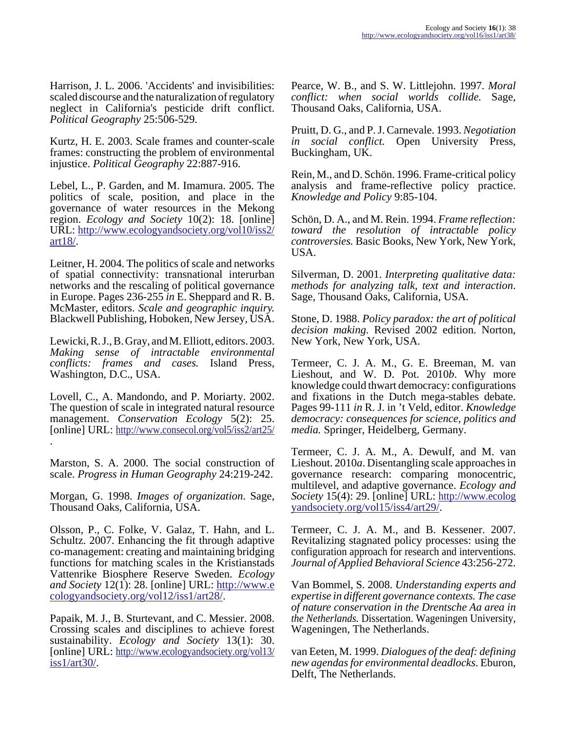Harrison, J. L. 2006. 'Accidents' and invisibilities: scaled discourse and the naturalization of regulatory neglect in California's pesticide drift conflict. *Political Geography* 25:506-529.

Kurtz, H. E. 2003. Scale frames and counter-scale frames: constructing the problem of environmental injustice. *Political Geography* 22:887-916.

Lebel, L., P. Garden, and M. Imamura. 2005. The politics of scale, position, and place in the governance of water resources in the Mekong region. *Ecology and Society* 10(2): 18. [online] URL: http://www.ecologyandsociety.org/vol10/iss2/art18/.

Leitner, H. 2004. The politics of scale and networks of spatial connectivity: transnational interurban networks and the rescaling of political governance in Europe. Pages 236-255 *in* E. Sheppard and R. B. McMaster, editors. *Scale and geographic inquiry.* Blackwell Publishing, Hoboken, New Jersey, USA.

Lewicki, R. J., B. Gray, and M. Elliott, editors. 2003. *Making sense of intractable environmental conflicts: frames and cases.* Island Press, Washington, D.C., USA.

Lovell, C., A. Mandondo, and P. Moriarty. 2002. The question of scale in integrated natural resource management. *Conservation Ecology* 5(2): 25. [online] URL: http://www.consecol.org/vol5/iss2/art25/.

Marston, S. A. 2000. The social construction of scale. *Progress in Human Geography* 24:219-242.

Morgan, G. 1998. *Images of organization.* Sage, Thousand Oaks, California, USA.

Olsson, P., C. Folke, V. Galaz, T. Hahn, and L. Schultz. 2007. Enhancing the fit through adaptive co-management: creating and maintaining bridging functions for matching scales in the Kristianstads Vattenrike Biosphere Reserve Sweden. *Ecology and Society* 12(1): 28. [online] URL: http://www.ecologyandsociety.org/vol12/iss1/art28/.

Papaik, M. J., B. Sturtevant, and C. Messier. 2008. Crossing scales and disciplines to achieve forest sustainability. *Ecology and Society* 13(1): 30. [online] URL: http://www.ecologyandsociety.org/vol13/iss1/art30/.

Pearce, W. B., and S. W. Littlejohn. 1997. *Moral conflict: when social worlds collide.* Sage, Thousand Oaks, California, USA.

Pruitt, D. G., and P. J. Carnevale. 1993. *Negotiation in social conflict.* Open University Press, Buckingham, UK.

Rein, M., and D. Schön. 1996. Frame-critical policy analysis and frame-reflective policy practice. *Knowledge and Policy* 9:85-104.

Schön, D. A., and M. Rein. 1994. *Frame reflection: toward the resolution of intractable policy controversies.* Basic Books, New York, New York, USA.

Silverman, D. 2001. *Interpreting qualitative data: methods for analyzing talk, text and interaction.* Sage, Thousand Oaks, California, USA.

Stone, D. 1988. *Policy paradox: the art of political decision making.* Revised 2002 edition. Norton, New York, New York, USA.

Termeer, C. J. A. M., G. E. Breeman, M. van Lieshout, and W. D. Pot. 2010*b*. Why more knowledge could thwart democracy: configurations and fixations in the Dutch mega-stables debate. Pages 99-111 *in* R. J. in 't Veld, editor. *Knowledge democracy: consequences for science, politics and media.* Springer, Heidelberg, Germany.

Termeer, C. J. A. M., A. Dewulf, and M. van Lieshout. 2010*a*. Disentangling scale approaches in governance research: comparing monocentric, multilevel, and adaptive governance. *Ecology and Society* 15(4): 29. [online] URL: http://www.ecologyandsociety.org/vol15/iss4/art29/.

Termeer, C. J. A. M., and B. Kessener. 2007. Revitalizing stagnated policy processes: using the configuration approach for research and interventions. *Journal of Applied Behavioral Science* 43:256-272.

Van Bommel, S. 2008. *Understanding experts and expertise in different governance contexts. The case of nature conservation in the Drentsche Aa area in the Netherlands.* Dissertation. Wageningen University, Wageningen, The Netherlands.

van Eeten, M. 1999. *Dialogues of the deaf: defining new agendas for environmental deadlocks.* Eburon, Delft, The Netherlands.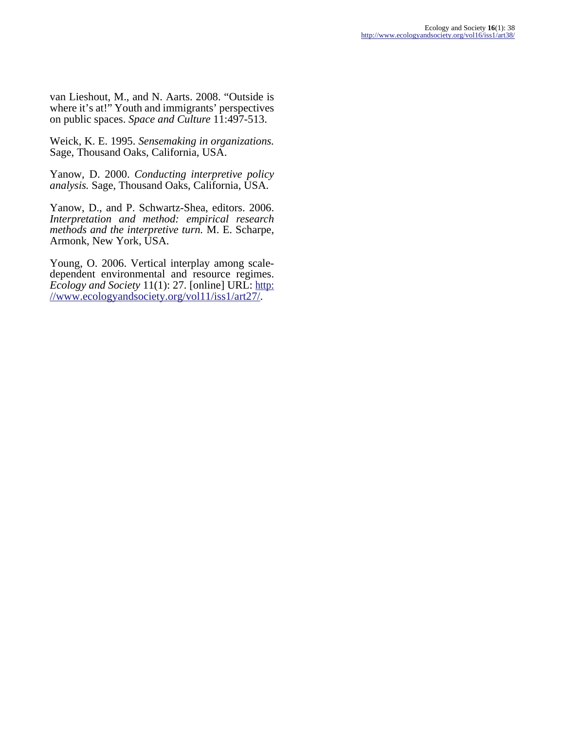van Lieshout, M., and N. Aarts. 2008. “Outside is where it’s at!” Youth and immigrants’ perspectives on public spaces. *Space and Culture* 11:497-513.

Weick, K. E. 1995. *Sensemaking in organizations.* Sage, Thousand Oaks, California, USA.

Yanow, D. 2000. *Conducting interpretive policy analysis.* Sage, Thousand Oaks, California, USA.

Yanow, D., and P. Schwartz-Shea, editors. 2006. *Interpretation and method: empirical research methods and the interpretive turn.* M. E. Scharpe, Armonk, New York, USA.

Young, O. 2006. Vertical interplay among scale-dependent environmental and resource regimes. *Ecology and Society* 11(1): 27. [online] URL: http://www.ecologyandsociety.org/vol11/iss1/art27/.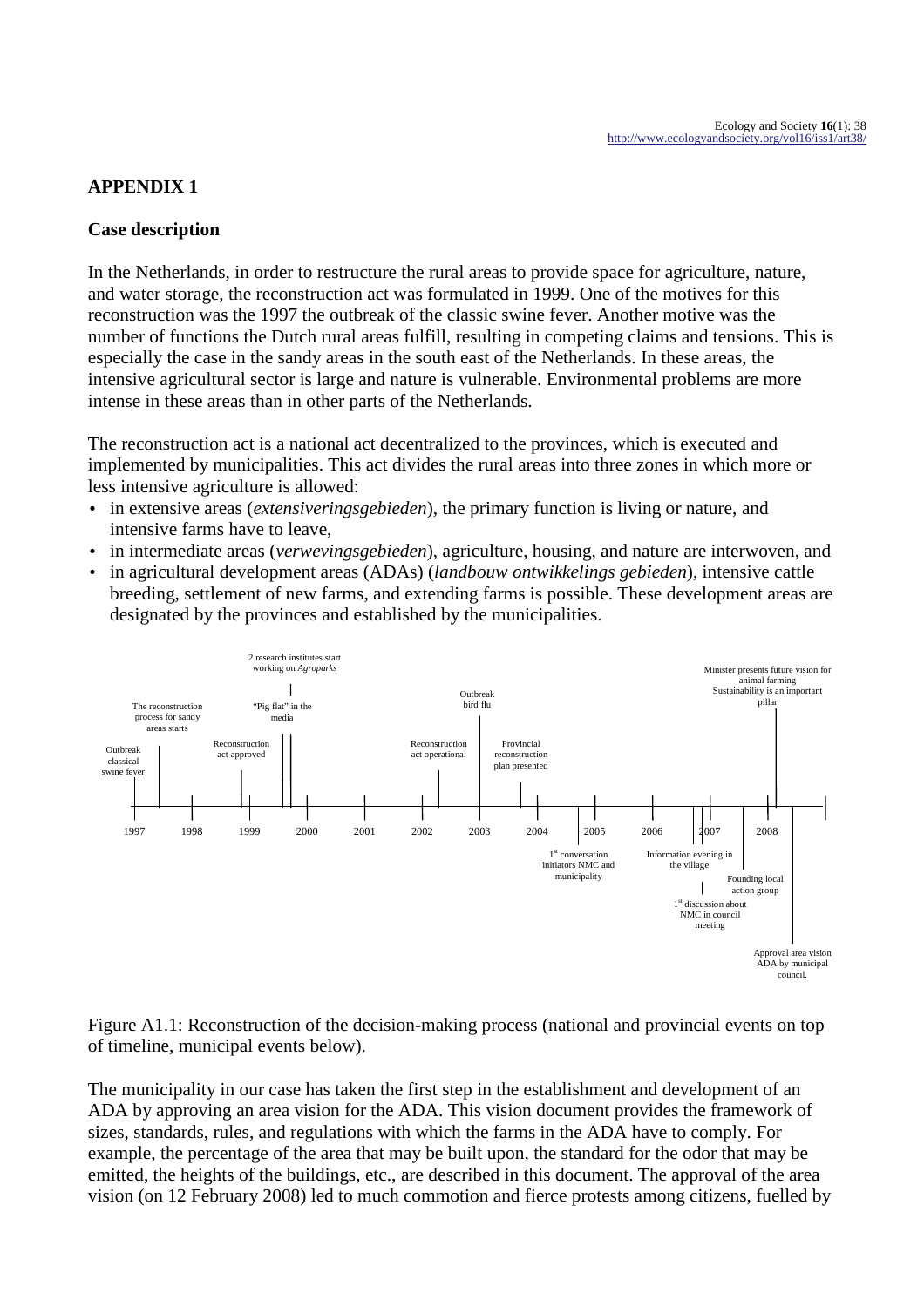## APPENDIX 1

### Case description

In the Netherlands, in order to restructure the rural areas to provide space for agriculture, nature, and water storage, the reconstruction act was formulated in 1999. One of the motives for this reconstruction was the 1997 the outbreak of the classic swine fever. Another motive was the number of functions the Dutch rural areas fulfill, resulting in competing claims and tensions. This is especially the case in the sandy areas in the south east of the Netherlands. In these areas, the intensive agricultural sector is large and nature is vulnerable. Environmental problems are more intense in these areas than in other parts of the Netherlands.

The reconstruction act is a national act decentralized to the provinces, which is executed and implemented by municipalities. This act divides the rural areas into three zones in which more or less intensive agriculture is allowed:

- in extensive areas (*extensiveringsgebieden*), the primary function is living or nature, and intensive farms have to leave,
- in intermediate areas (*verwevingsgebieden*), agriculture, housing, and nature are interwoven, and
- in agricultural development areas (ADAs) (*landbouw ontwikkelings gebieden*), intensive cattle breeding, settlement of new farms, and extending farms is possible. These development areas are designated by the provinces and established by the municipalities.

Figure A1.1: Reconstruction of the decision-making process (national and provincial events on top of timeline, municipal events below).

The municipality in our case has taken the first step in the establishment and development of an ADA by approving an area vision for the ADA. This vision document provides the framework of sizes, standards, rules, and regulations with which the farms in the ADA have to comply. For example, the percentage of the area that may be built upon, the standard for the odor that may be emitted, the heights of the buildings, etc., are described in this document. The approval of the area vision (on 12 February 2008) led to much commotion and fierce protests among citizens, fuelled by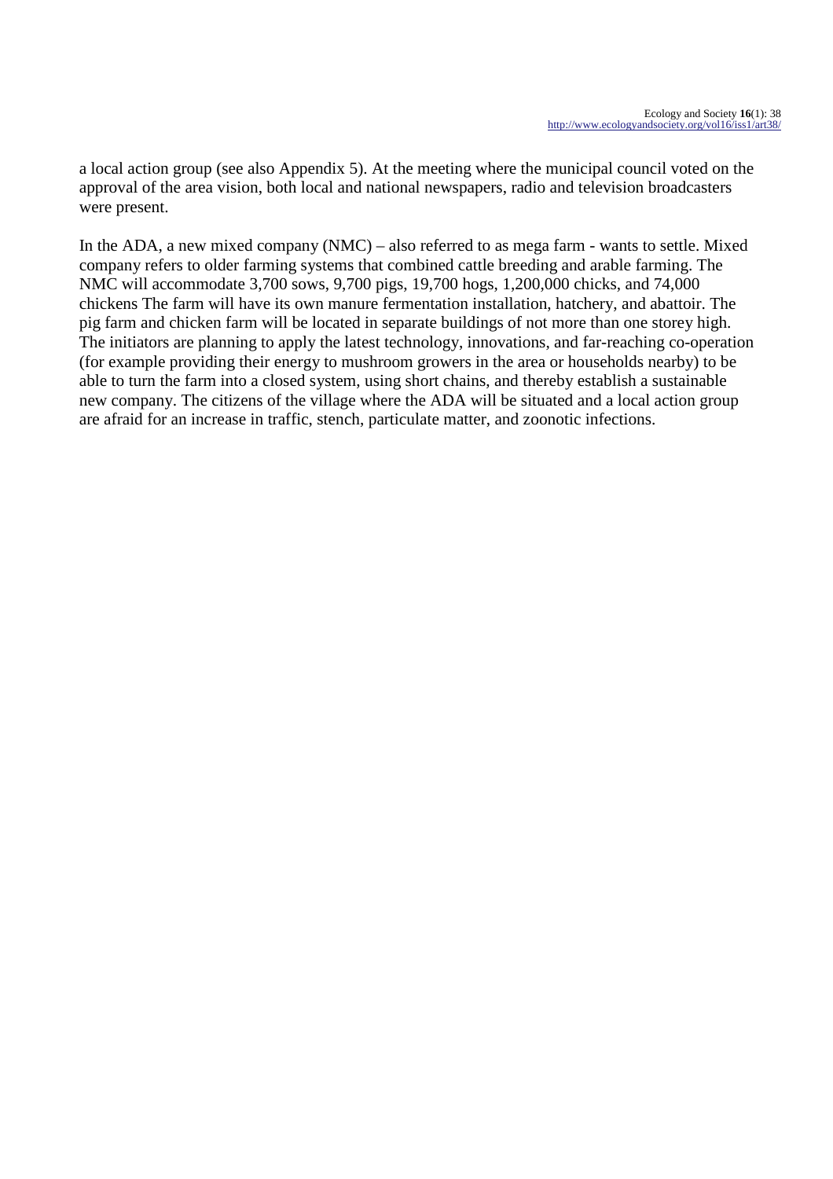a local action group (see also Appendix 5). At the meeting where the municipal council voted on the approval of the area vision, both local and national newspapers, radio and television broadcasters were present.

In the ADA, a new mixed company (NMC) – also referred to as mega farm - wants to settle. Mixed company refers to older farming systems that combined cattle breeding and arable farming. The NMC will accommodate 3,700 sows, 9,700 pigs, 19,700 hogs, 1,200,000 chicks, and 74,000 chickens The farm will have its own manure fermentation installation, hatchery, and abattoir. The pig farm and chicken farm will be located in separate buildings of not more than one storey high. The initiators are planning to apply the latest technology, innovations, and far-reaching co-operation (for example providing their energy to mushroom growers in the area or households nearby) to be able to turn the farm into a closed system, using short chains, and thereby establish a sustainable new company. The citizens of the village where the ADA will be situated and a local action group are afraid for an increase in traffic, stench, particulate matter, and zoonotic infections.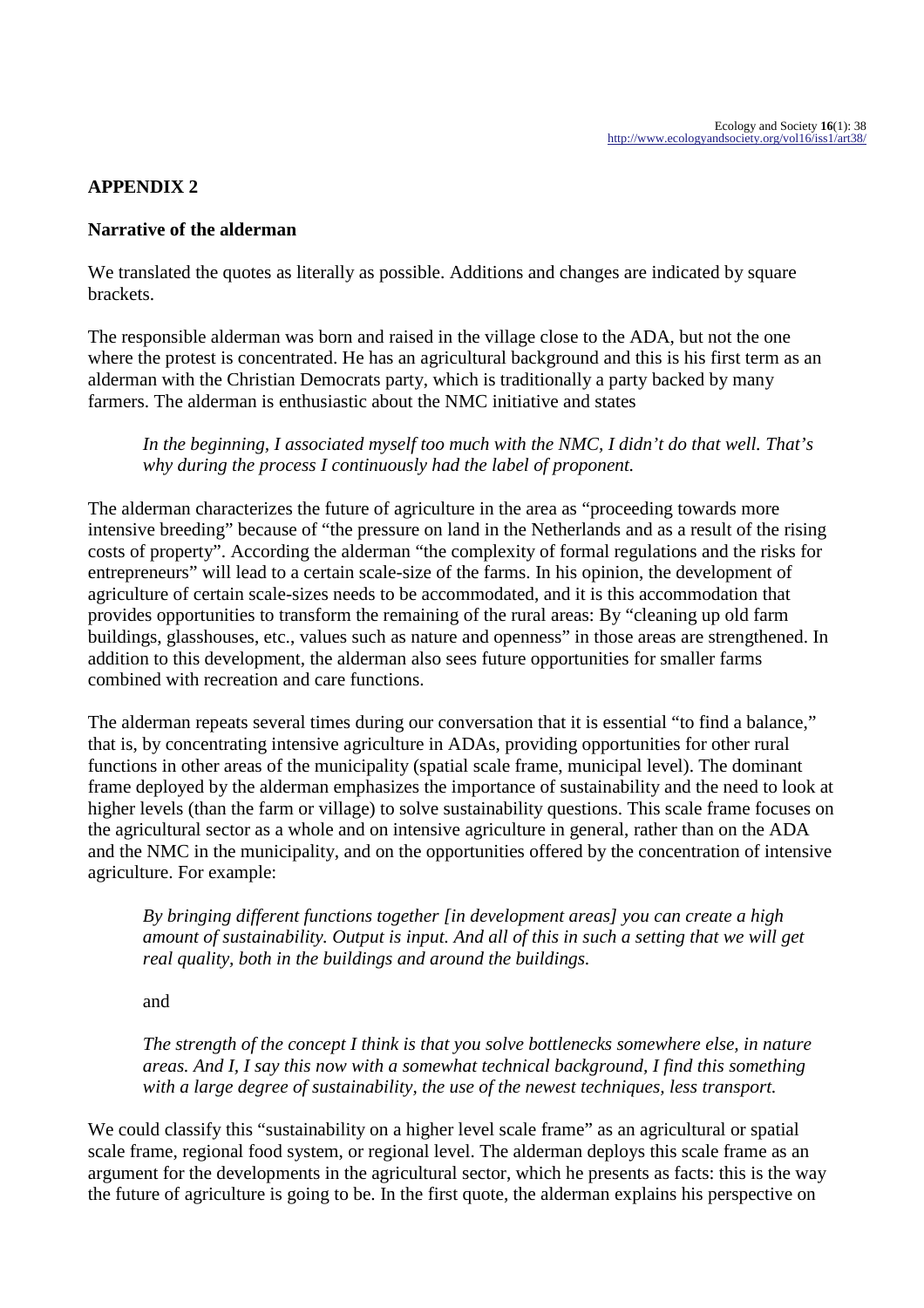## APPENDIX 2

### Narrative of the alderman

We translated the quotes as literally as possible. Additions and changes are indicated by square brackets.

The responsible alderman was born and raised in the village close to the ADA, but not the one where the protest is concentrated. He has an agricultural background and this is his first term as an alderman with the Christian Democrats party, which is traditionally a party backed by many farmers. The alderman is enthusiastic about the NMC initiative and states

> *In the beginning, I associated myself too much with the NMC, I didn't do that well. That's why during the process I continuously had the label of proponent.*

The alderman characterizes the future of agriculture in the area as "proceeding towards more intensive breeding" because of "the pressure on land in the Netherlands and as a result of the rising costs of property". According the alderman "the complexity of formal regulations and the risks for entrepreneurs" will lead to a certain scale-size of the farms. In his opinion, the development of agriculture of certain scale-sizes needs to be accommodated, and it is this accommodation that provides opportunities to transform the remaining of the rural areas: By "cleaning up old farm buildings, glasshouses, etc., values such as nature and openness" in those areas are strengthened. In addition to this development, the alderman also sees future opportunities for smaller farms combined with recreation and care functions.

The alderman repeats several times during our conversation that it is essential "to find a balance," that is, by concentrating intensive agriculture in ADAs, providing opportunities for other rural functions in other areas of the municipality (spatial scale frame, municipal level). The dominant frame deployed by the alderman emphasizes the importance of sustainability and the need to look at higher levels (than the farm or village) to solve sustainability questions. This scale frame focuses on the agricultural sector as a whole and on intensive agriculture in general, rather than on the ADA and the NMC in the municipality, and on the opportunities offered by the concentration of intensive agriculture. For example:

> *By bringing different functions together [in development areas] you can create a high amount of sustainability. Output is input. And all of this in such a setting that we will get real quality, both in the buildings and around the buildings.*
>
> and
>
> *The strength of the concept I think is that you solve bottlenecks somewhere else, in nature areas. And I, I say this now with a somewhat technical background, I find this something with a large degree of sustainability, the use of the newest techniques, less transport.*

We could classify this "sustainability on a higher level scale frame" as an agricultural or spatial scale frame, regional food system, or regional level. The alderman deploys this scale frame as an argument for the developments in the agricultural sector, which he presents as facts: this is the way the future of agriculture is going to be. In the first quote, the alderman explains his perspective on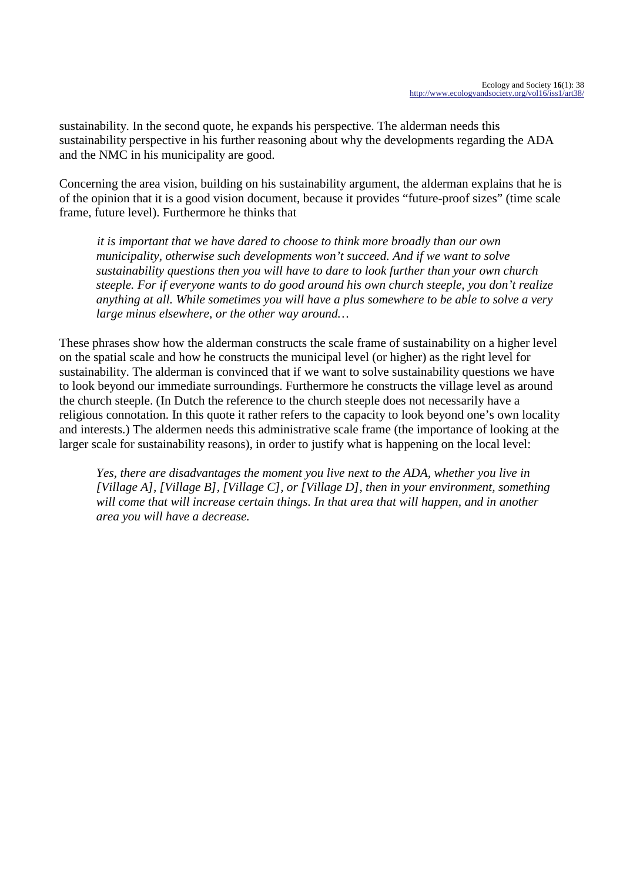sustainability. In the second quote, he expands his perspective. The alderman needs this sustainability perspective in his further reasoning about why the developments regarding the ADA and the NMC in his municipality are good.

Concerning the area vision, building on his sustainability argument, the alderman explains that he is of the opinion that it is a good vision document, because it provides "future-proof sizes" (time scale frame, future level). Furthermore he thinks that

> *it is important that we have dared to choose to think more broadly than our own municipality, otherwise such developments won't succeed. And if we want to solve sustainability questions then you will have to dare to look further than your own church steeple. For if everyone wants to do good around his own church steeple, you don't realize anything at all. While sometimes you will have a plus somewhere to be able to solve a very large minus elsewhere, or the other way around…*

These phrases show how the alderman constructs the scale frame of sustainability on a higher level on the spatial scale and how he constructs the municipal level (or higher) as the right level for sustainability. The alderman is convinced that if we want to solve sustainability questions we have to look beyond our immediate surroundings. Furthermore he constructs the village level as around the church steeple. (In Dutch the reference to the church steeple does not necessarily have a religious connotation. In this quote it rather refers to the capacity to look beyond one's own locality and interests.) The aldermen needs this administrative scale frame (the importance of looking at the larger scale for sustainability reasons), in order to justify what is happening on the local level:

> *Yes, there are disadvantages the moment you live next to the ADA, whether you live in [Village A], [Village B], [Village C], or [Village D], then in your environment, something will come that will increase certain things. In that area that will happen, and in another area you will have a decrease.*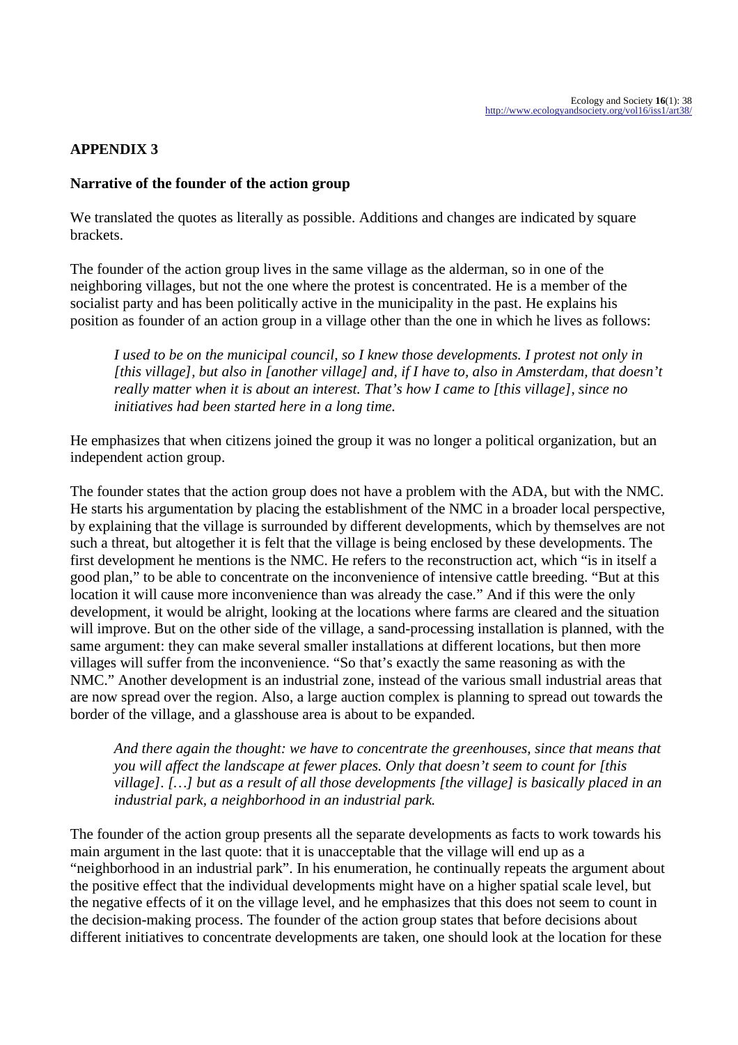## APPENDIX 3

### Narrative of the founder of the action group

We translated the quotes as literally as possible. Additions and changes are indicated by square brackets.

The founder of the action group lives in the same village as the alderman, so in one of the neighboring villages, but not the one where the protest is concentrated. He is a member of the socialist party and has been politically active in the municipality in the past. He explains his position as founder of an action group in a village other than the one in which he lives as follows:

> *I used to be on the municipal council, so I knew those developments. I protest not only in [this village], but also in [another village] and, if I have to, also in Amsterdam, that doesn't really matter when it is about an interest. That's how I came to [this village], since no initiatives had been started here in a long time.*

He emphasizes that when citizens joined the group it was no longer a political organization, but an independent action group.

The founder states that the action group does not have a problem with the ADA, but with the NMC. He starts his argumentation by placing the establishment of the NMC in a broader local perspective, by explaining that the village is surrounded by different developments, which by themselves are not such a threat, but altogether it is felt that the village is being enclosed by these developments. The first development he mentions is the NMC. He refers to the reconstruction act, which "is in itself a good plan," to be able to concentrate on the inconvenience of intensive cattle breeding. "But at this location it will cause more inconvenience than was already the case." And if this were the only development, it would be alright, looking at the locations where farms are cleared and the situation will improve. But on the other side of the village, a sand-processing installation is planned, with the same argument: they can make several smaller installations at different locations, but then more villages will suffer from the inconvenience. "So that's exactly the same reasoning as with the NMC." Another development is an industrial zone, instead of the various small industrial areas that are now spread over the region. Also, a large auction complex is planning to spread out towards the border of the village, and a glasshouse area is about to be expanded.

> *And there again the thought: we have to concentrate the greenhouses, since that means that you will affect the landscape at fewer places. Only that doesn't seem to count for [this village]. […] but as a result of all those developments [the village] is basically placed in an industrial park, a neighborhood in an industrial park.*

The founder of the action group presents all the separate developments as facts to work towards his main argument in the last quote: that it is unacceptable that the village will end up as a "neighborhood in an industrial park". In his enumeration, he continually repeats the argument about the positive effect that the individual developments might have on a higher spatial scale level, but the negative effects of it on the village level, and he emphasizes that this does not seem to count in the decision-making process. The founder of the action group states that before decisions about different initiatives to concentrate developments are taken, one should look at the location for these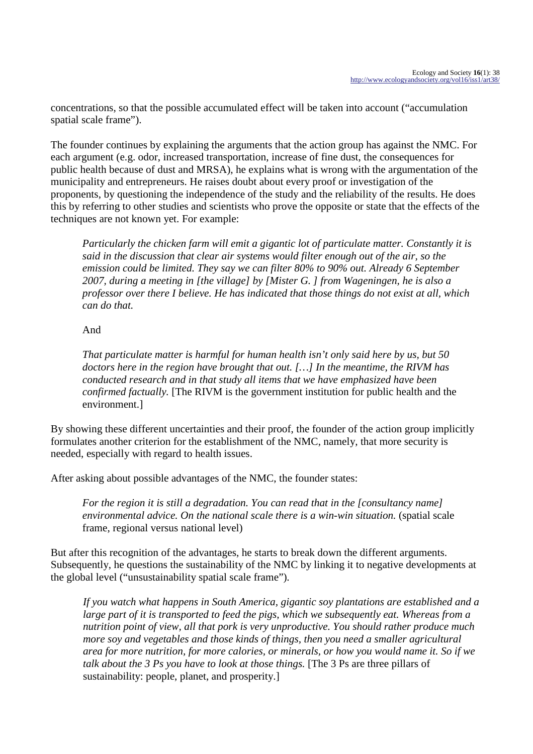concentrations, so that the possible accumulated effect will be taken into account ("accumulation spatial scale frame").

The founder continues by explaining the arguments that the action group has against the NMC. For each argument (e.g. odor, increased transportation, increase of fine dust, the consequences for public health because of dust and MRSA), he explains what is wrong with the argumentation of the municipality and entrepreneurs. He raises doubt about every proof or investigation of the proponents, by questioning the independence of the study and the reliability of the results. He does this by referring to other studies and scientists who prove the opposite or state that the effects of the techniques are not known yet. For example:

> *Particularly the chicken farm will emit a gigantic lot of particulate matter. Constantly it is said in the discussion that clear air systems would filter enough out of the air, so the emission could be limited. They say we can filter 80% to 90% out. Already 6 September 2007, during a meeting in [the village] by [Mister G. ] from Wageningen, he is also a professor over there I believe. He has indicated that those things do not exist at all, which can do that.*
>
> And
>
> *That particulate matter is harmful for human health isn't only said here by us, but 50 doctors here in the region have brought that out. [...] In the meantime, the RIVM has conducted research and in that study all items that we have emphasized have been confirmed factually.* [The RIVM is the government institution for public health and the environment.]

By showing these different uncertainties and their proof, the founder of the action group implicitly formulates another criterion for the establishment of the NMC, namely, that more security is needed, especially with regard to health issues.

After asking about possible advantages of the NMC, the founder states:

> *For the region it is still a degradation. You can read that in the [consultancy name] environmental advice. On the national scale there is a win-win situation.* (spatial scale frame, regional versus national level)

But after this recognition of the advantages, he starts to break down the different arguments. Subsequently, he questions the sustainability of the NMC by linking it to negative developments at the global level ("unsustainability spatial scale frame").

> *If you watch what happens in South America, gigantic soy plantations are established and a large part of it is transported to feed the pigs, which we subsequently eat. Whereas from a nutrition point of view, all that pork is very unproductive. You should rather produce much more soy and vegetables and those kinds of things, then you need a smaller agricultural area for more nutrition, for more calories, or minerals, or how you would name it. So if we talk about the 3 Ps you have to look at those things.* [The 3 Ps are three pillars of sustainability: people, planet, and prosperity.]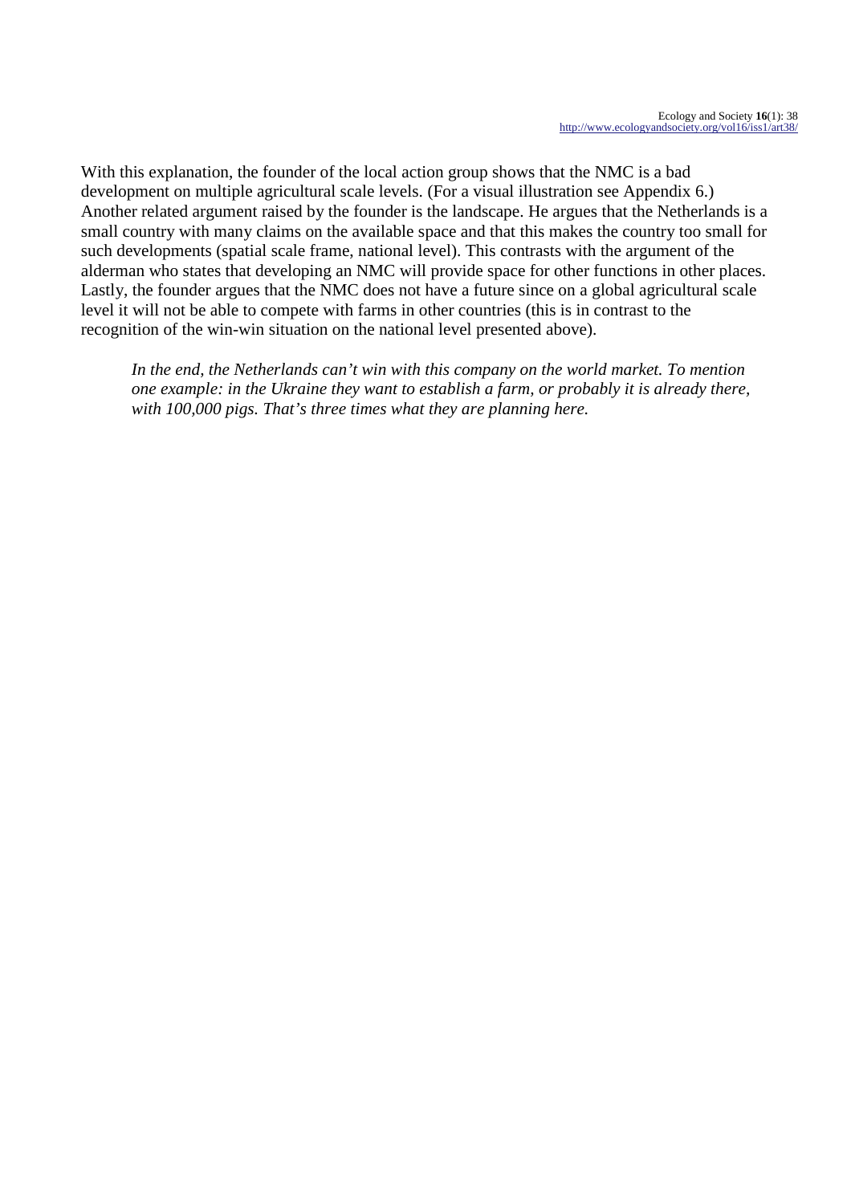With this explanation, the founder of the local action group shows that the NMC is a bad development on multiple agricultural scale levels. (For a visual illustration see Appendix 6.) Another related argument raised by the founder is the landscape. He argues that the Netherlands is a small country with many claims on the available space and that this makes the country too small for such developments (spatial scale frame, national level). This contrasts with the argument of the alderman who states that developing an NMC will provide space for other functions in other places. Lastly, the founder argues that the NMC does not have a future since on a global agricultural scale level it will not be able to compete with farms in other countries (this is in contrast to the recognition of the win-win situation on the national level presented above).

> *In the end, the Netherlands can't win with this company on the world market. To mention one example: in the Ukraine they want to establish a farm, or probably it is already there, with 100,000 pigs. That's three times what they are planning here.*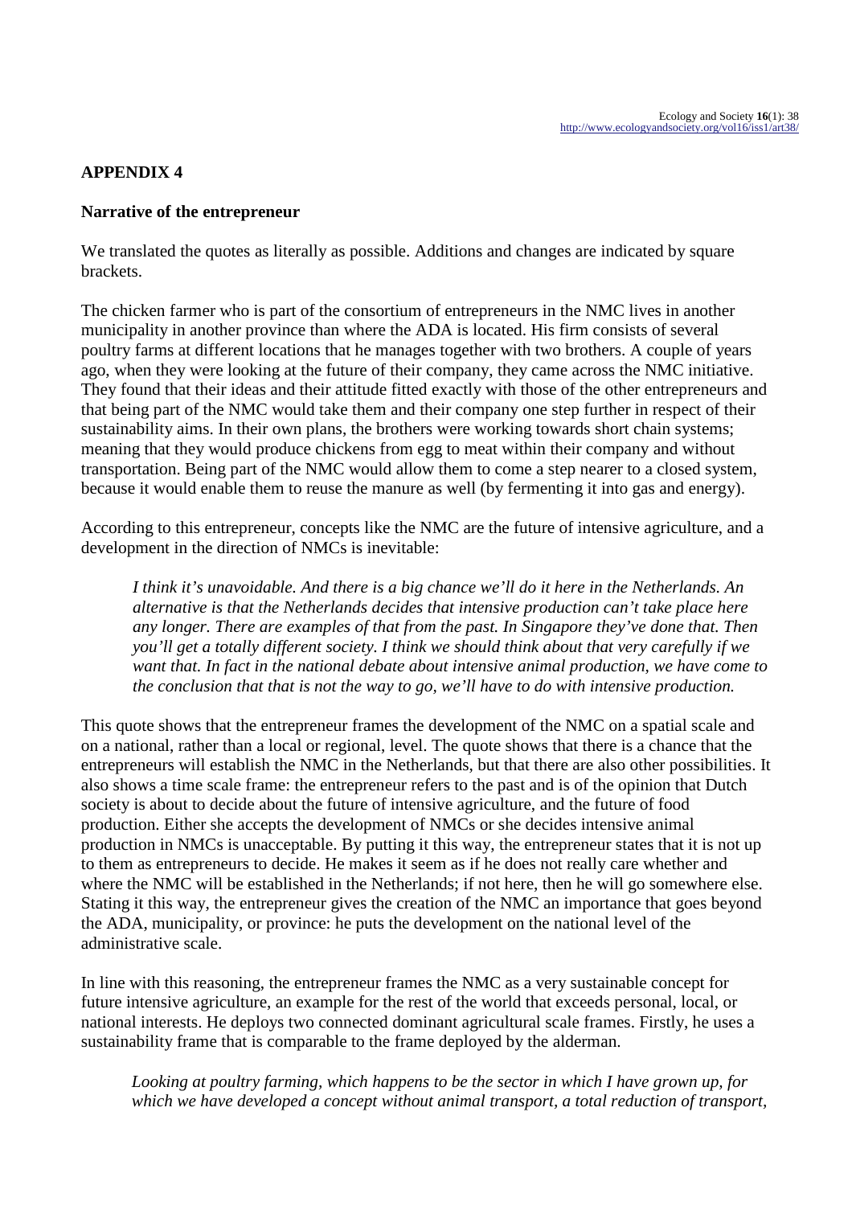## APPENDIX 4

### Narrative of the entrepreneur

We translated the quotes as literally as possible. Additions and changes are indicated by square brackets.

The chicken farmer who is part of the consortium of entrepreneurs in the NMC lives in another municipality in another province than where the ADA is located. His firm consists of several poultry farms at different locations that he manages together with two brothers. A couple of years ago, when they were looking at the future of their company, they came across the NMC initiative. They found that their ideas and their attitude fitted exactly with those of the other entrepreneurs and that being part of the NMC would take them and their company one step further in respect of their sustainability aims. In their own plans, the brothers were working towards short chain systems; meaning that they would produce chickens from egg to meat within their company and without transportation. Being part of the NMC would allow them to come a step nearer to a closed system, because it would enable them to reuse the manure as well (by fermenting it into gas and energy).

According to this entrepreneur, concepts like the NMC are the future of intensive agriculture, and a development in the direction of NMCs is inevitable:

> *I think it's unavoidable. And there is a big chance we'll do it here in the Netherlands. An alternative is that the Netherlands decides that intensive production can't take place here any longer. There are examples of that from the past. In Singapore they've done that. Then you'll get a totally different society. I think we should think about that very carefully if we want that. In fact in the national debate about intensive animal production, we have come to the conclusion that that is not the way to go, we'll have to do with intensive production.*

This quote shows that the entrepreneur frames the development of the NMC on a spatial scale and on a national, rather than a local or regional, level. The quote shows that there is a chance that the entrepreneurs will establish the NMC in the Netherlands, but that there are also other possibilities. It also shows a time scale frame: the entrepreneur refers to the past and is of the opinion that Dutch society is about to decide about the future of intensive agriculture, and the future of food production. Either she accepts the development of NMCs or she decides intensive animal production in NMCs is unacceptable. By putting it this way, the entrepreneur states that it is not up to them as entrepreneurs to decide. He makes it seem as if he does not really care whether and where the NMC will be established in the Netherlands; if not here, then he will go somewhere else. Stating it this way, the entrepreneur gives the creation of the NMC an importance that goes beyond the ADA, municipality, or province: he puts the development on the national level of the administrative scale.

In line with this reasoning, the entrepreneur frames the NMC as a very sustainable concept for future intensive agriculture, an example for the rest of the world that exceeds personal, local, or national interests. He deploys two connected dominant agricultural scale frames. Firstly, he uses a sustainability frame that is comparable to the frame deployed by the alderman.

> *Looking at poultry farming, which happens to be the sector in which I have grown up, for which we have developed a concept without animal transport, a total reduction of transport,*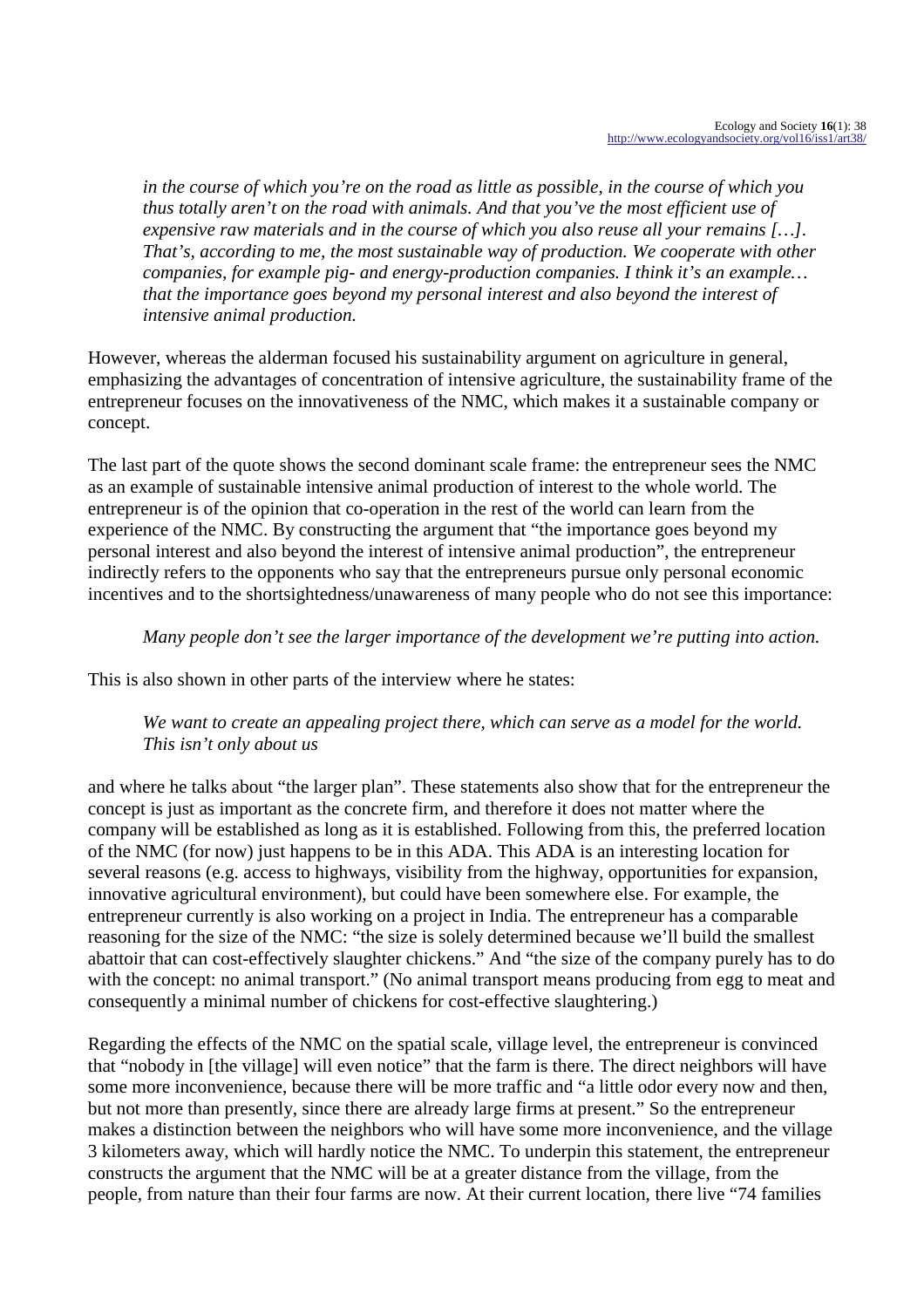*in the course of which you're on the road as little as possible, in the course of which you thus totally aren't on the road with animals. And that you've the most efficient use of expensive raw materials and in the course of which you also reuse all your remains […]. That's, according to me, the most sustainable way of production. We cooperate with other companies, for example pig- and energy-production companies. I think it's an example… that the importance goes beyond my personal interest and also beyond the interest of intensive animal production.*

However, whereas the alderman focused his sustainability argument on agriculture in general, emphasizing the advantages of concentration of intensive agriculture, the sustainability frame of the entrepreneur focuses on the innovativeness of the NMC, which makes it a sustainable company or concept.

The last part of the quote shows the second dominant scale frame: the entrepreneur sees the NMC as an example of sustainable intensive animal production of interest to the whole world. The entrepreneur is of the opinion that co-operation in the rest of the world can learn from the experience of the NMC. By constructing the argument that "the importance goes beyond my personal interest and also beyond the interest of intensive animal production", the entrepreneur indirectly refers to the opponents who say that the entrepreneurs pursue only personal economic incentives and to the shortsightedness/unawareness of many people who do not see this importance:

*Many people don't see the larger importance of the development we're putting into action.*

This is also shown in other parts of the interview where he states:

*We want to create an appealing project there, which can serve as a model for the world. This isn't only about us*

and where he talks about "the larger plan". These statements also show that for the entrepreneur the concept is just as important as the concrete firm, and therefore it does not matter where the company will be established as long as it is established. Following from this, the preferred location of the NMC (for now) just happens to be in this ADA. This ADA is an interesting location for several reasons (e.g. access to highways, visibility from the highway, opportunities for expansion, innovative agricultural environment), but could have been somewhere else. For example, the entrepreneur currently is also working on a project in India. The entrepreneur has a comparable reasoning for the size of the NMC: "the size is solely determined because we'll build the smallest abattoir that can cost-effectively slaughter chickens." And "the size of the company purely has to do with the concept: no animal transport." (No animal transport means producing from egg to meat and consequently a minimal number of chickens for cost-effective slaughtering.)

Regarding the effects of the NMC on the spatial scale, village level, the entrepreneur is convinced that "nobody in [the village] will even notice" that the farm is there. The direct neighbors will have some more inconvenience, because there will be more traffic and "a little odor every now and then, but not more than presently, since there are already large firms at present." So the entrepreneur makes a distinction between the neighbors who will have some more inconvenience, and the village 3 kilometers away, which will hardly notice the NMC. To underpin this statement, the entrepreneur constructs the argument that the NMC will be at a greater distance from the village, from the people, from nature than their four farms are now. At their current location, there live "74 families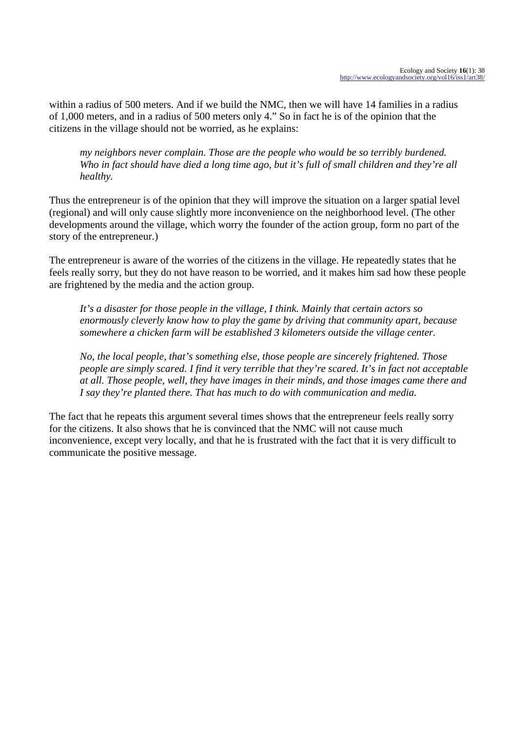within a radius of 500 meters. And if we build the NMC, then we will have 14 families in a radius of 1,000 meters, and in a radius of 500 meters only 4.” So in fact he is of the opinion that the citizens in the village should not be worried, as he explains:

> *my neighbors never complain. Those are the people who would be so terribly burdened. Who in fact should have died a long time ago, but it’s full of small children and they’re all healthy.*

Thus the entrepreneur is of the opinion that they will improve the situation on a larger spatial level (regional) and will only cause slightly more inconvenience on the neighborhood level. (The other developments around the village, which worry the founder of the action group, form no part of the story of the entrepreneur.)

The entrepreneur is aware of the worries of the citizens in the village. He repeatedly states that he feels really sorry, but they do not have reason to be worried, and it makes him sad how these people are frightened by the media and the action group.

> *It’s a disaster for those people in the village, I think. Mainly that certain actors so enormously cleverly know how to play the game by driving that community apart, because somewhere a chicken farm will be established 3 kilometers outside the village center.*
>
> *No, the local people, that’s something else, those people are sincerely frightened. Those people are simply scared. I find it very terrible that they’re scared. It’s in fact not acceptable at all. Those people, well, they have images in their minds, and those images came there and I say they’re planted there. That has much to do with communication and media.*

The fact that he repeats this argument several times shows that the entrepreneur feels really sorry for the citizens. It also shows that he is convinced that the NMC will not cause much inconvenience, except very locally, and that he is frustrated with the fact that it is very difficult to communicate the positive message.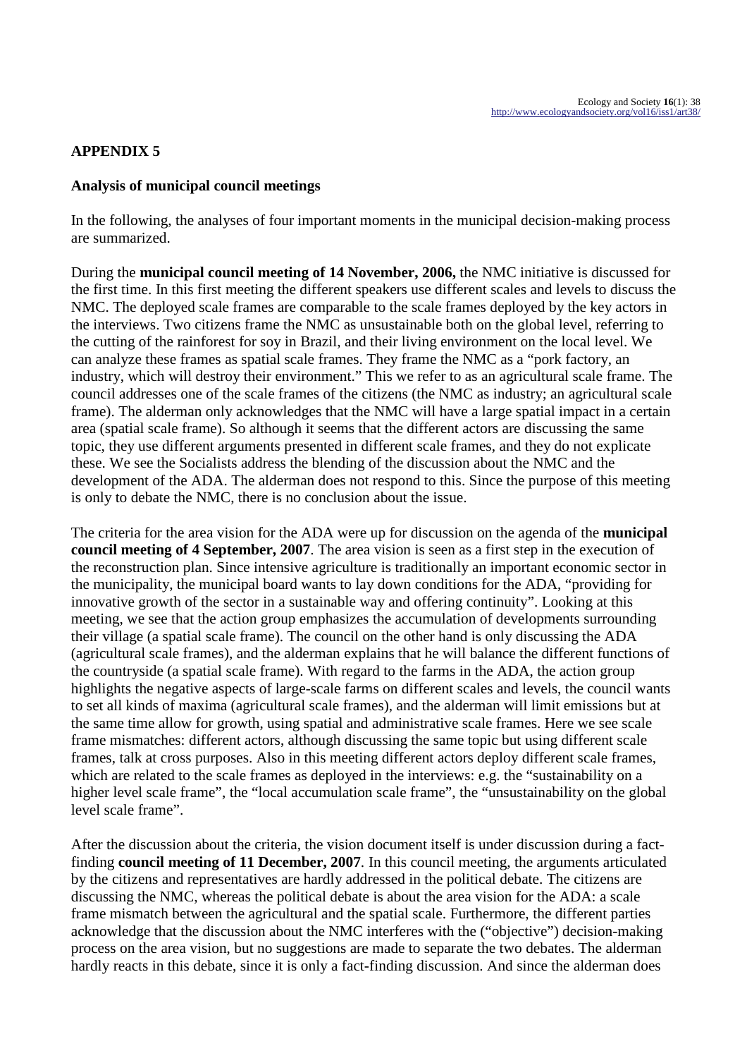## APPENDIX 5

### Analysis of municipal council meetings

In the following, the analyses of four important moments in the municipal decision-making process are summarized.

During the **municipal council meeting of 14 November, 2006,** the NMC initiative is discussed for the first time. In this first meeting the different speakers use different scales and levels to discuss the NMC. The deployed scale frames are comparable to the scale frames deployed by the key actors in the interviews. Two citizens frame the NMC as unsustainable both on the global level, referring to the cutting of the rainforest for soy in Brazil, and their living environment on the local level. We can analyze these frames as spatial scale frames. They frame the NMC as a "pork factory, an industry, which will destroy their environment." This we refer to as an agricultural scale frame. The council addresses one of the scale frames of the citizens (the NMC as industry; an agricultural scale frame). The alderman only acknowledges that the NMC will have a large spatial impact in a certain area (spatial scale frame). So although it seems that the different actors are discussing the same topic, they use different arguments presented in different scale frames, and they do not explicate these. We see the Socialists address the blending of the discussion about the NMC and the development of the ADA. The alderman does not respond to this. Since the purpose of this meeting is only to debate the NMC, there is no conclusion about the issue.

The criteria for the area vision for the ADA were up for discussion on the agenda of the **municipal council meeting of 4 September, 2007**. The area vision is seen as a first step in the execution of the reconstruction plan. Since intensive agriculture is traditionally an important economic sector in the municipality, the municipal board wants to lay down conditions for the ADA, "providing for innovative growth of the sector in a sustainable way and offering continuity". Looking at this meeting, we see that the action group emphasizes the accumulation of developments surrounding their village (a spatial scale frame). The council on the other hand is only discussing the ADA (agricultural scale frames), and the alderman explains that he will balance the different functions of the countryside (a spatial scale frame). With regard to the farms in the ADA, the action group highlights the negative aspects of large-scale farms on different scales and levels, the council wants to set all kinds of maxima (agricultural scale frames), and the alderman will limit emissions but at the same time allow for growth, using spatial and administrative scale frames. Here we see scale frame mismatches: different actors, although discussing the same topic but using different scale frames, talk at cross purposes. Also in this meeting different actors deploy different scale frames, which are related to the scale frames as deployed in the interviews: e.g. the "sustainability on a higher level scale frame", the "local accumulation scale frame", the "unsustainability on the global level scale frame".

After the discussion about the criteria, the vision document itself is under discussion during a fact-finding **council meeting of 11 December, 2007**. In this council meeting, the arguments articulated by the citizens and representatives are hardly addressed in the political debate. The citizens are discussing the NMC, whereas the political debate is about the area vision for the ADA: a scale frame mismatch between the agricultural and the spatial scale. Furthermore, the different parties acknowledge that the discussion about the NMC interferes with the ("objective") decision-making process on the area vision, but no suggestions are made to separate the two debates. The alderman hardly reacts in this debate, since it is only a fact-finding discussion. And since the alderman does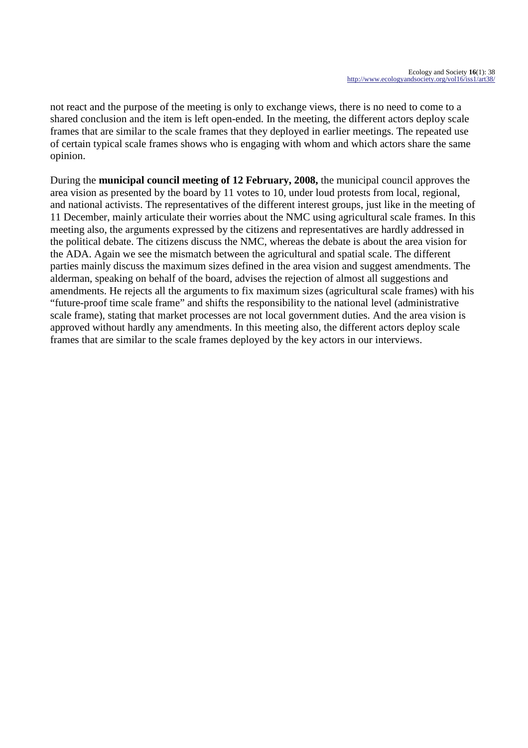not react and the purpose of the meeting is only to exchange views, there is no need to come to a shared conclusion and the item is left open-ended. In the meeting, the different actors deploy scale frames that are similar to the scale frames that they deployed in earlier meetings. The repeated use of certain typical scale frames shows who is engaging with whom and which actors share the same opinion.

During the **municipal council meeting of 12 February, 2008,** the municipal council approves the area vision as presented by the board by 11 votes to 10, under loud protests from local, regional, and national activists. The representatives of the different interest groups, just like in the meeting of 11 December, mainly articulate their worries about the NMC using agricultural scale frames. In this meeting also, the arguments expressed by the citizens and representatives are hardly addressed in the political debate. The citizens discuss the NMC, whereas the debate is about the area vision for the ADA. Again we see the mismatch between the agricultural and spatial scale. The different parties mainly discuss the maximum sizes defined in the area vision and suggest amendments. The alderman, speaking on behalf of the board, advises the rejection of almost all suggestions and amendments. He rejects all the arguments to fix maximum sizes (agricultural scale frames) with his "future-proof time scale frame" and shifts the responsibility to the national level (administrative scale frame), stating that market processes are not local government duties. And the area vision is approved without hardly any amendments. In this meeting also, the different actors deploy scale frames that are similar to the scale frames deployed by the key actors in our interviews.